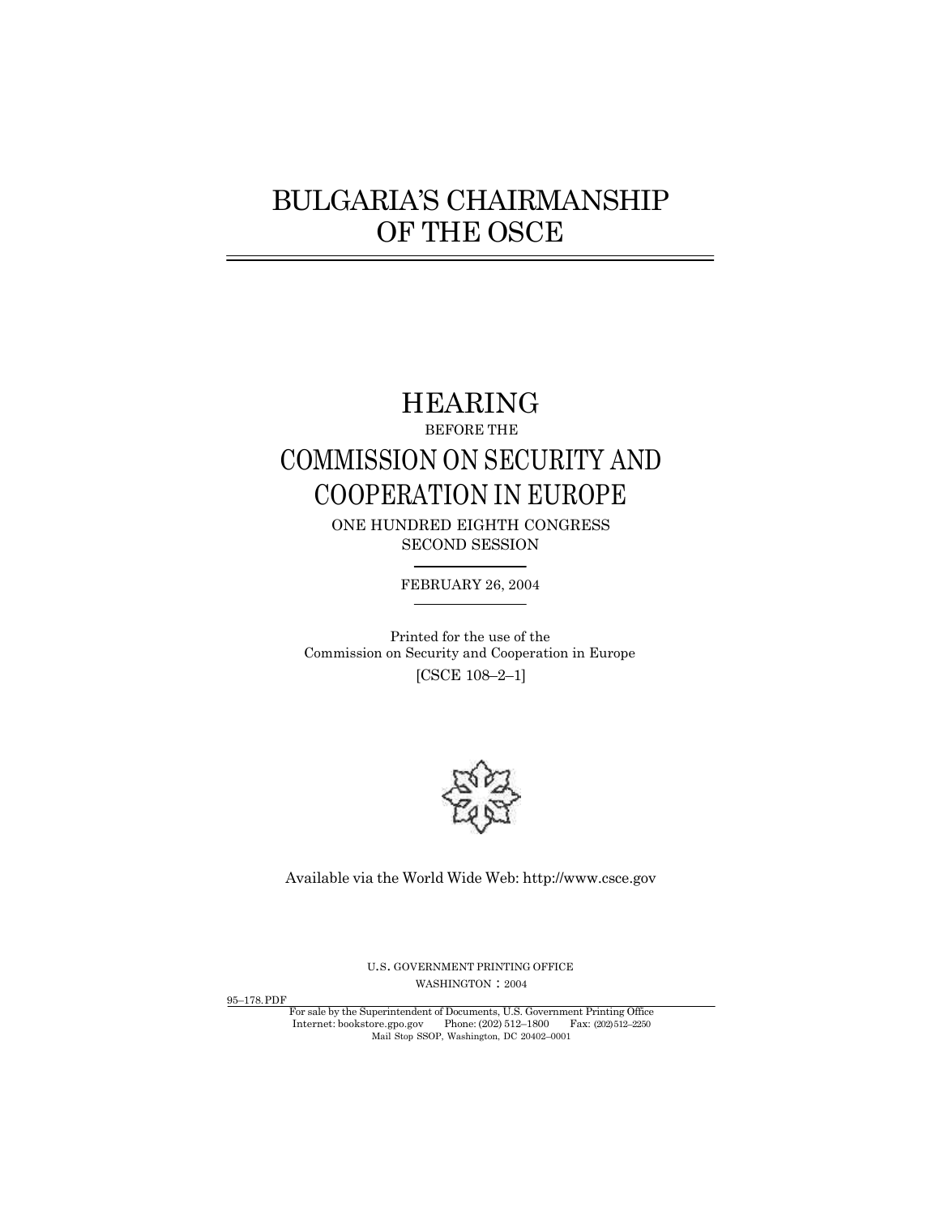# BULGARIA'S CHAIRMANSHIP OF THE OSCE

## HEARING

BEFORE THE

## COMMISSION ON SECURITY AND COOPERATION IN EUROPE

ONE HUNDRED EIGHTH CONGRESS

SECOND SESSION

FEBRUARY 26, 2004

Printed for the use of the Commission on Security and Cooperation in Europe

[CSCE 108–2–1]

Available via the World Wide Web: http://www.csce.gov

U.S. GOVERNMENT PRINTING OFFICE

WASHINGTON : 2004

95–178.PDF

For sale by the Superintendent of Documents, U.S. Government Printing Office
Internet: bookstore.gpo.gov Phone: (202) 512–1800 Fax: (202)512–2250
Mail Stop SSOP, Washington, DC 20402–0001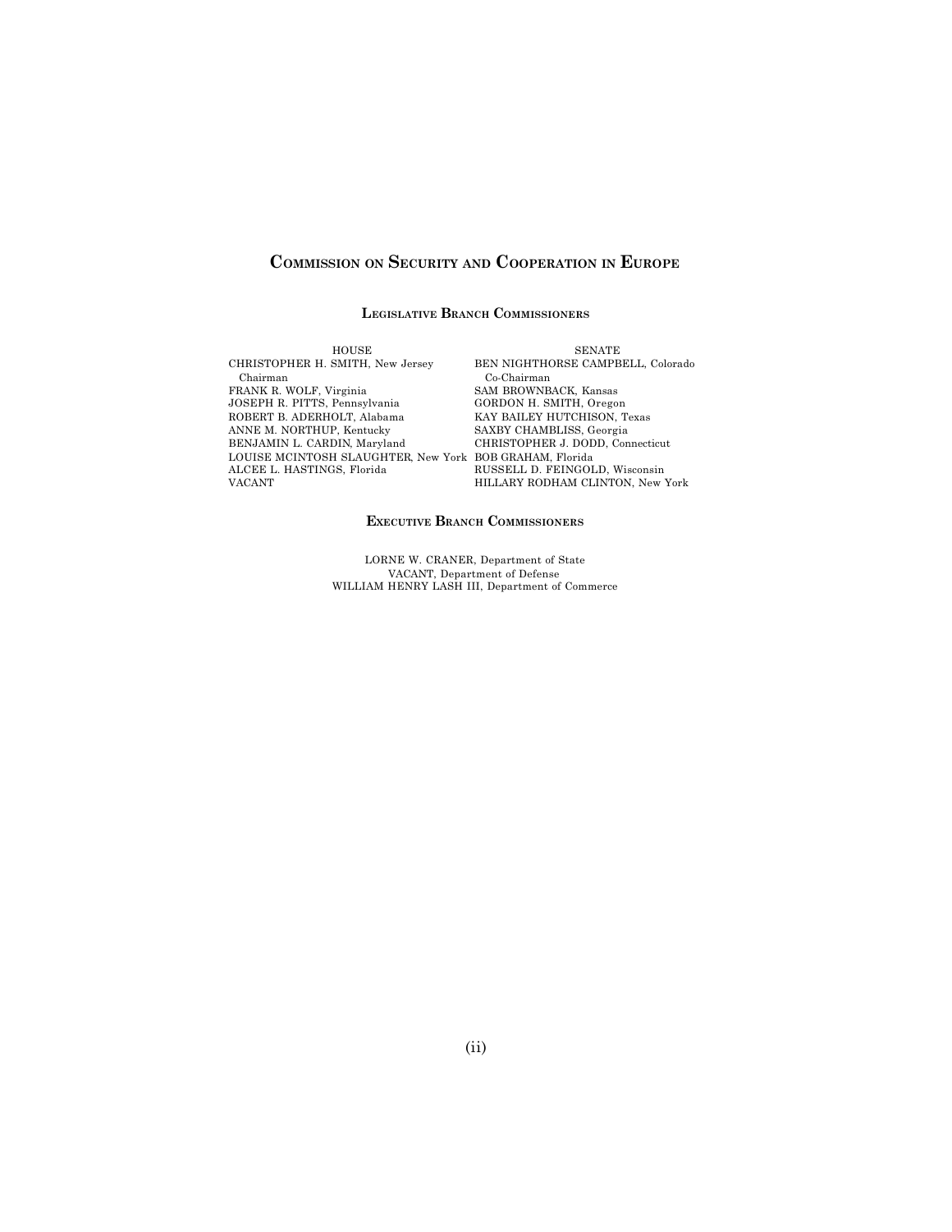## Commission on Security and Cooperation in Europe

### Legislative Branch Commissioners

| HOUSE | SENATE |
|---|---|
| CHRISTOPHER H. SMITH, New Jersey Chairman | BEN NIGHTHORSE CAMPBELL, Colorado Co-Chairman |
| FRANK R. WOLF, Virginia | SAM BROWNBACK, Kansas |
| JOSEPH R. PITTS, Pennsylvania | GORDON H. SMITH, Oregon |
| ROBERT B. ADERHOLT, Alabama | KAY BAILEY HUTCHISON, Texas |
| ANNE M. NORTHUP, Kentucky | SAXBY CHAMBLISS, Georgia |
| BENJAMIN L. CARDIN, Maryland | CHRISTOPHER J. DODD, Connecticut |
| LOUISE MCINTOSH SLAUGHTER, New York | BOB GRAHAM, Florida |
| ALCEE L. HASTINGS, Florida | RUSSELL D. FEINGOLD, Wisconsin |
| VACANT | HILLARY RODHAM CLINTON, New York |

### Executive Branch Commissioners

LORNE W. CRANER, Department of State
VACANT, Department of Defense
WILLIAM HENRY LASH III, Department of Commerce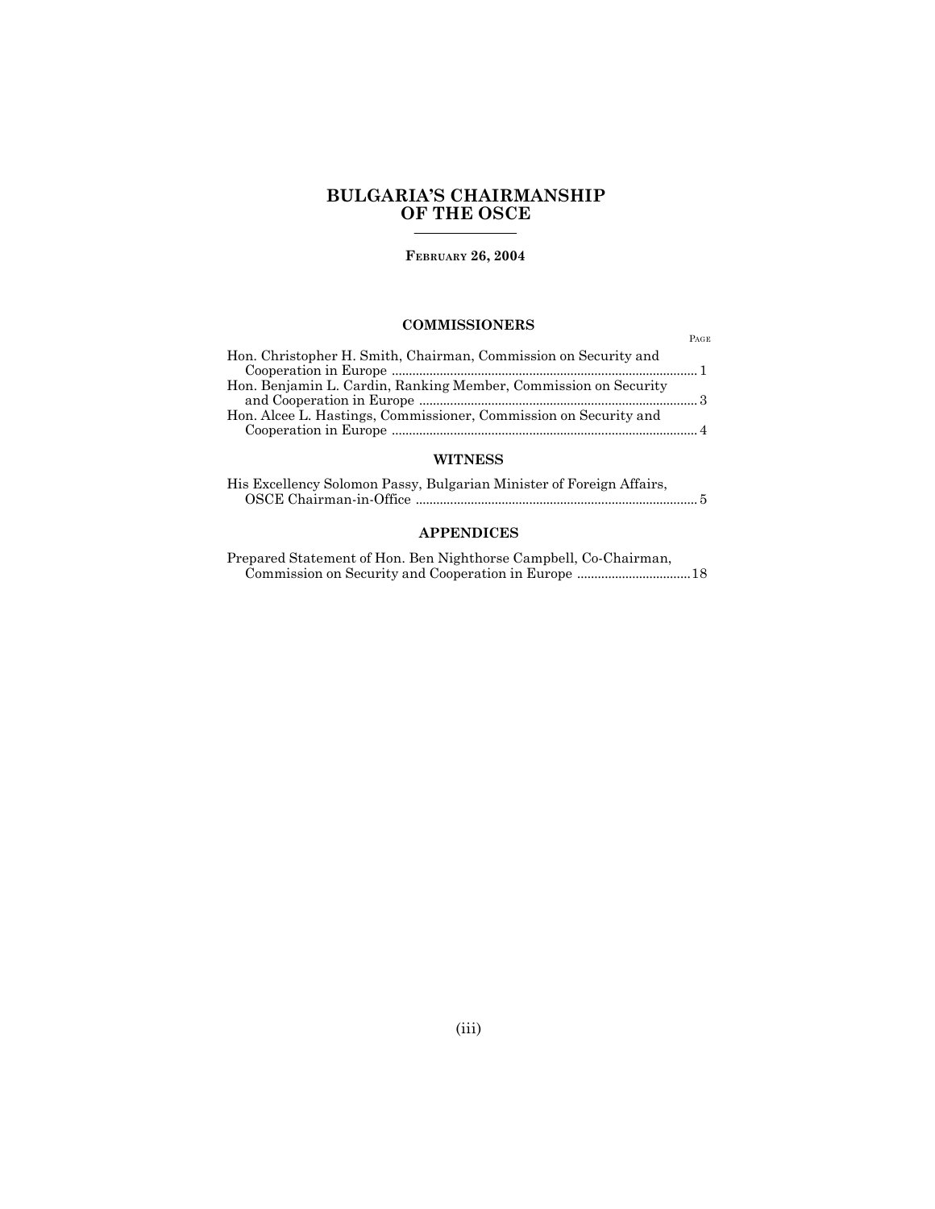# BULGARIA'S CHAIRMANSHIP OF THE OSCE

**FEBRUARY 26, 2004**

## COMMISSIONERS

| | PAGE |
|---|---|
| Hon. Christopher H. Smith, Chairman, Commission on Security and Cooperation in Europe | 1 |
| Hon. Benjamin L. Cardin, Ranking Member, Commission on Security and Cooperation in Europe | 3 |
| Hon. Alcee L. Hastings, Commissioner, Commission on Security and Cooperation in Europe | 4 |

## WITNESS

| | |
|---|---|
| His Excellency Solomon Passy, Bulgarian Minister of Foreign Affairs, OSCE Chairman-in-Office | 5 |

## APPENDICES

| | |
|---|---|
| Prepared Statement of Hon. Ben Nighthorse Campbell, Co-Chairman, Commission on Security and Cooperation in Europe | 18 |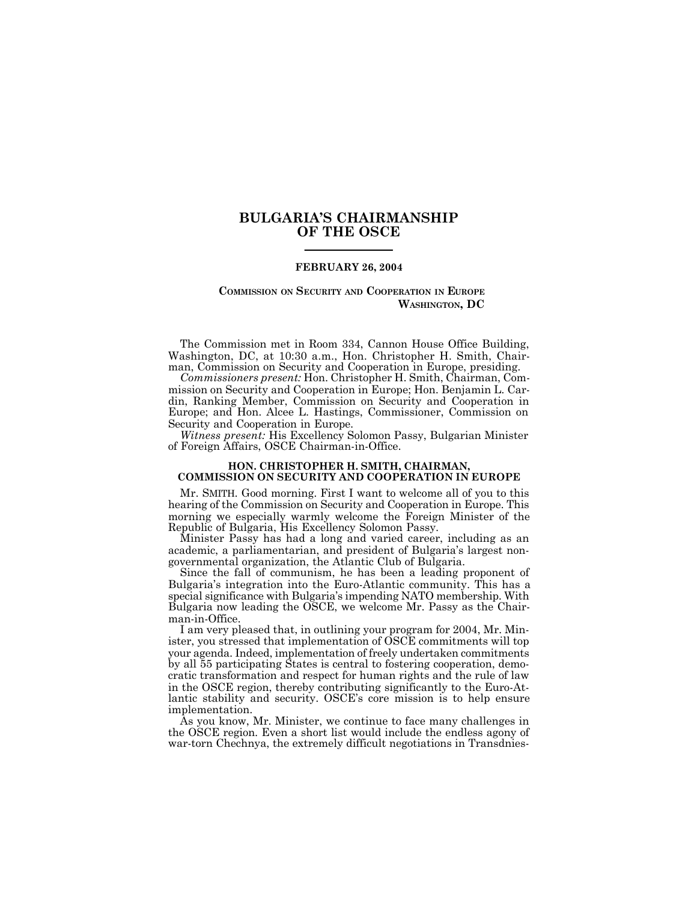# BULGARIA'S CHAIRMANSHIP OF THE OSCE

**FEBRUARY 26, 2004**

**COMMISSION ON SECURITY AND COOPERATION IN EUROPE**
**WASHINGTON, DC**

The Commission met in Room 334, Cannon House Office Building, Washington, DC, at 10:30 a.m., Hon. Christopher H. Smith, Chairman, Commission on Security and Cooperation in Europe, presiding.

*Commissioners present:* Hon. Christopher H. Smith, Chairman, Commission on Security and Cooperation in Europe; Hon. Benjamin L. Cardin, Ranking Member, Commission on Security and Cooperation in Europe; and Hon. Alcee L. Hastings, Commissioner, Commission on Security and Cooperation in Europe.

*Witness present:* His Excellency Solomon Passy, Bulgarian Minister of Foreign Affairs, OSCE Chairman-in-Office.

### HON. CHRISTOPHER H. SMITH, CHAIRMAN, COMMISSION ON SECURITY AND COOPERATION IN EUROPE

Mr. SMITH. Good morning. First I want to welcome all of you to this hearing of the Commission on Security and Cooperation in Europe. This morning we especially warmly welcome the Foreign Minister of the Republic of Bulgaria, His Excellency Solomon Passy.

Minister Passy has had a long and varied career, including as an academic, a parliamentarian, and president of Bulgaria's largest non-governmental organization, the Atlantic Club of Bulgaria.

Since the fall of communism, he has been a leading proponent of Bulgaria's integration into the Euro-Atlantic community. This has a special significance with Bulgaria's impending NATO membership. With Bulgaria now leading the OSCE, we welcome Mr. Passy as the Chairman-in-Office.

I am very pleased that, in outlining your program for 2004, Mr. Minister, you stressed that implementation of OSCE commitments will top your agenda. Indeed, implementation of freely undertaken commitments by all 55 participating States is central to fostering cooperation, democratic transformation and respect for human rights and the rule of law in the OSCE region, thereby contributing significantly to the Euro-Atlantic stability and security. OSCE's core mission is to help ensure implementation.

As you know, Mr. Minister, we continue to face many challenges in the OSCE region. Even a short list would include the endless agony of war-torn Chechnya, the extremely difficult negotiations in Transdnies-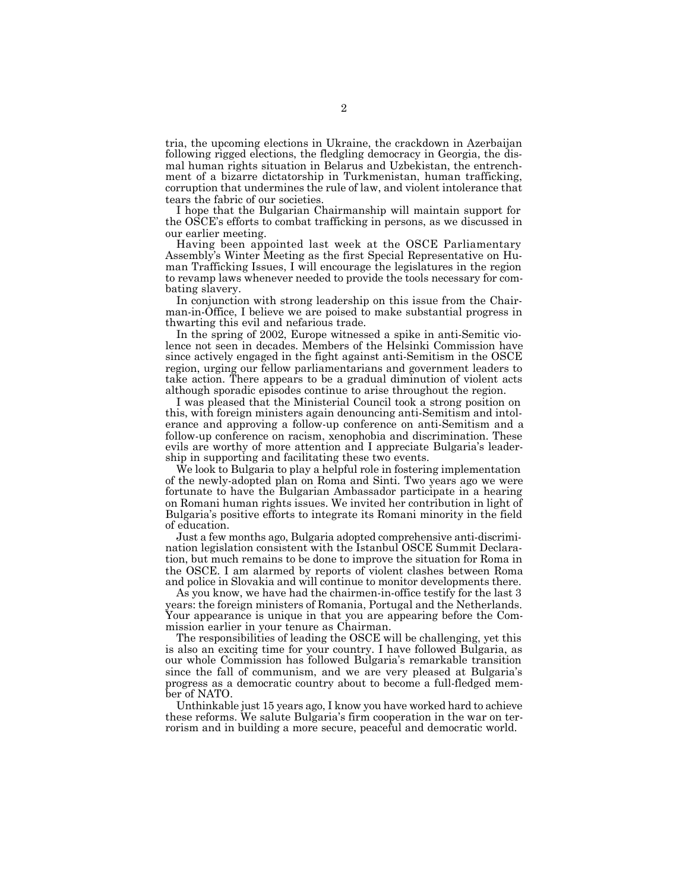tria, the upcoming elections in Ukraine, the crackdown in Azerbaijan following rigged elections, the fledgling democracy in Georgia, the dismal human rights situation in Belarus and Uzbekistan, the entrenchment of a bizarre dictatorship in Turkmenistan, human trafficking, corruption that undermines the rule of law, and violent intolerance that tears the fabric of our societies.

I hope that the Bulgarian Chairmanship will maintain support for the OSCE's efforts to combat trafficking in persons, as we discussed in our earlier meeting.

Having been appointed last week at the OSCE Parliamentary Assembly's Winter Meeting as the first Special Representative on Human Trafficking Issues, I will encourage the legislatures in the region to revamp laws whenever needed to provide the tools necessary for combating slavery.

In conjunction with strong leadership on this issue from the Chairman-in-Office, I believe we are poised to make substantial progress in thwarting this evil and nefarious trade.

In the spring of 2002, Europe witnessed a spike in anti-Semitic violence not seen in decades. Members of the Helsinki Commission have since actively engaged in the fight against anti-Semitism in the OSCE region, urging our fellow parliamentarians and government leaders to take action. There appears to be a gradual diminution of violent acts although sporadic episodes continue to arise throughout the region.

I was pleased that the Ministerial Council took a strong position on this, with foreign ministers again denouncing anti-Semitism and intolerance and approving a follow-up conference on anti-Semitism and a follow-up conference on racism, xenophobia and discrimination. These evils are worthy of more attention and I appreciate Bulgaria's leadership in supporting and facilitating these two events.

We look to Bulgaria to play a helpful role in fostering implementation of the newly-adopted plan on Roma and Sinti. Two years ago we were fortunate to have the Bulgarian Ambassador participate in a hearing on Romani human rights issues. We invited her contribution in light of Bulgaria's positive efforts to integrate its Romani minority in the field of education.

Just a few months ago, Bulgaria adopted comprehensive anti-discrimination legislation consistent with the Istanbul OSCE Summit Declaration, but much remains to be done to improve the situation for Roma in the OSCE. I am alarmed by reports of violent clashes between Roma and police in Slovakia and will continue to monitor developments there.

As you know, we have had the chairmen-in-office testify for the last 3 years: the foreign ministers of Romania, Portugal and the Netherlands. Your appearance is unique in that you are appearing before the Commission earlier in your tenure as Chairman.

The responsibilities of leading the OSCE will be challenging, yet this is also an exciting time for your country. I have followed Bulgaria, as our whole Commission has followed Bulgaria's remarkable transition since the fall of communism, and we are very pleased at Bulgaria's progress as a democratic country about to become a full-fledged member of NATO.

Unthinkable just 15 years ago, I know you have worked hard to achieve these reforms. We salute Bulgaria's firm cooperation in the war on terrorism and in building a more secure, peaceful and democratic world.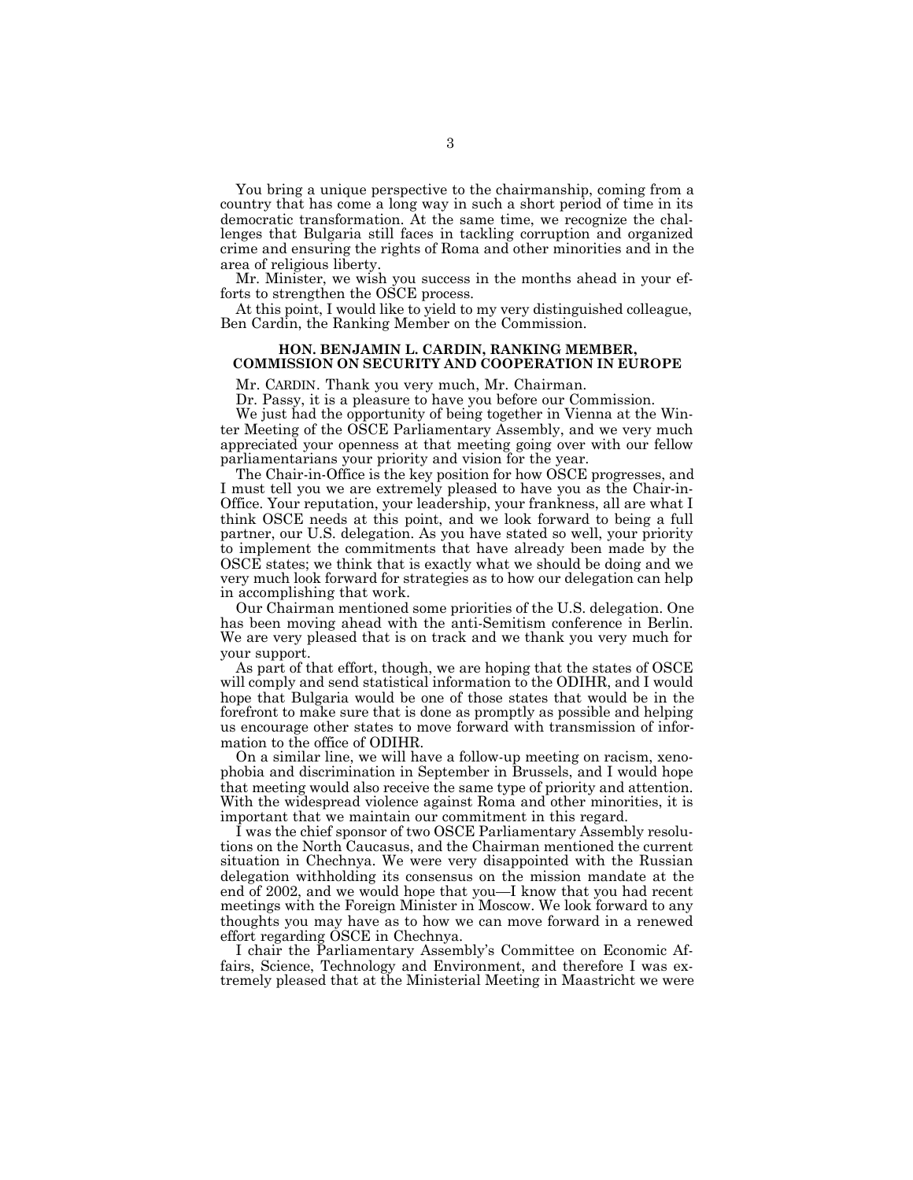You bring a unique perspective to the chairmanship, coming from a country that has come a long way in such a short period of time in its democratic transformation. At the same time, we recognize the challenges that Bulgaria still faces in tackling corruption and organized crime and ensuring the rights of Roma and other minorities and in the area of religious liberty.

Mr. Minister, we wish you success in the months ahead in your efforts to strengthen the OSCE process.

At this point, I would like to yield to my very distinguished colleague, Ben Cardin, the Ranking Member on the Commission.

## HON. BENJAMIN L. CARDIN, RANKING MEMBER, COMMISSION ON SECURITY AND COOPERATION IN EUROPE

Mr. CARDIN. Thank you very much, Mr. Chairman.

Dr. Passy, it is a pleasure to have you before our Commission.

We just had the opportunity of being together in Vienna at the Winter Meeting of the OSCE Parliamentary Assembly, and we very much appreciated your openness at that meeting going over with our fellow parliamentarians your priority and vision for the year.

The Chair-in-Office is the key position for how OSCE progresses, and I must tell you we are extremely pleased to have you as the Chair-in-Office. Your reputation, your leadership, your frankness, all are what I think OSCE needs at this point, and we look forward to being a full partner, our U.S. delegation. As you have stated so well, your priority to implement the commitments that have already been made by the OSCE states; we think that is exactly what we should be doing and we very much look forward for strategies as to how our delegation can help in accomplishing that work.

Our Chairman mentioned some priorities of the U.S. delegation. One has been moving ahead with the anti-Semitism conference in Berlin. We are very pleased that is on track and we thank you very much for your support.

As part of that effort, though, we are hoping that the states of OSCE will comply and send statistical information to the ODIHR, and I would hope that Bulgaria would be one of those states that would be in the forefront to make sure that is done as promptly as possible and helping us encourage other states to move forward with transmission of information to the office of ODIHR.

On a similar line, we will have a follow-up meeting on racism, xenophobia and discrimination in September in Brussels, and I would hope that meeting would also receive the same type of priority and attention. With the widespread violence against Roma and other minorities, it is important that we maintain our commitment in this regard.

I was the chief sponsor of two OSCE Parliamentary Assembly resolutions on the North Caucasus, and the Chairman mentioned the current situation in Chechnya. We were very disappointed with the Russian delegation withholding its consensus on the mission mandate at the end of 2002, and we would hope that you—I know that you had recent meetings with the Foreign Minister in Moscow. We look forward to any thoughts you may have as to how we can move forward in a renewed effort regarding OSCE in Chechnya.

I chair the Parliamentary Assembly's Committee on Economic Affairs, Science, Technology and Environment, and therefore I was extremely pleased that at the Ministerial Meeting in Maastricht we were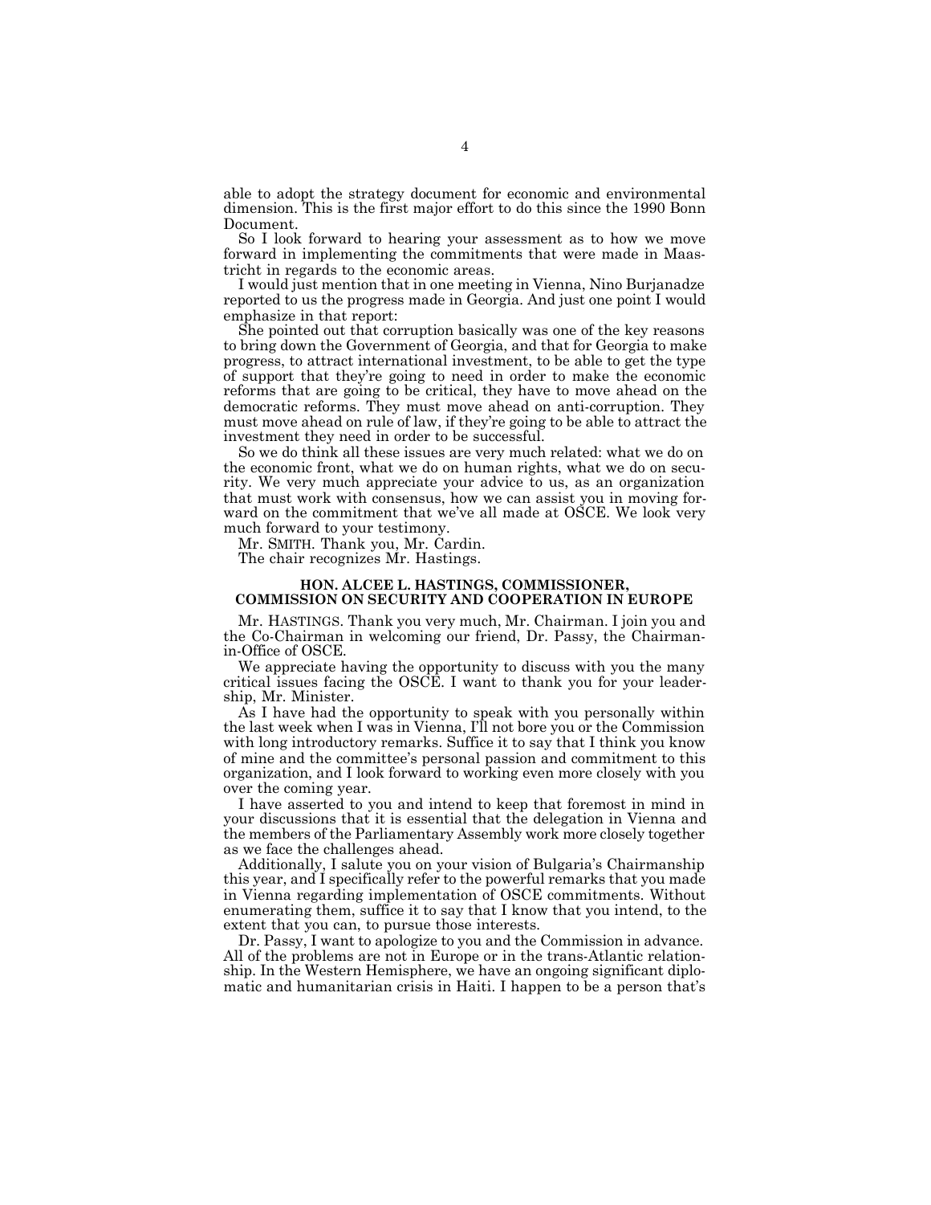able to adopt the strategy document for economic and environmental dimension. This is the first major effort to do this since the 1990 Bonn Document.

So I look forward to hearing your assessment as to how we move forward in implementing the commitments that were made in Maastricht in regards to the economic areas.

I would just mention that in one meeting in Vienna, Nino Burjanadze reported to us the progress made in Georgia. And just one point I would emphasize in that report:

She pointed out that corruption basically was one of the key reasons to bring down the Government of Georgia, and that for Georgia to make progress, to attract international investment, to be able to get the type of support that they're going to need in order to make the economic reforms that are going to be critical, they have to move ahead on the democratic reforms. They must move ahead on anti-corruption. They must move ahead on rule of law, if they're going to be able to attract the investment they need in order to be successful.

So we do think all these issues are very much related: what we do on the economic front, what we do on human rights, what we do on security. We very much appreciate your advice to us, as an organization that must work with consensus, how we can assist you in moving forward on the commitment that we've all made at OSCE. We look very much forward to your testimony.

Mr. SMITH. Thank you, Mr. Cardin.

The chair recognizes Mr. Hastings.

### HON. ALCEE L. HASTINGS, COMMISSIONER, COMMISSION ON SECURITY AND COOPERATION IN EUROPE

Mr. HASTINGS. Thank you very much, Mr. Chairman. I join you and the Co-Chairman in welcoming our friend, Dr. Passy, the Chairman-in-Office of OSCE.

We appreciate having the opportunity to discuss with you the many critical issues facing the OSCE. I want to thank you for your leadership, Mr. Minister.

As I have had the opportunity to speak with you personally within the last week when I was in Vienna, I'll not bore you or the Commission with long introductory remarks. Suffice it to say that I think you know of mine and the committee's personal passion and commitment to this organization, and I look forward to working even more closely with you over the coming year.

I have asserted to you and intend to keep that foremost in mind in your discussions that it is essential that the delegation in Vienna and the members of the Parliamentary Assembly work more closely together as we face the challenges ahead.

Additionally, I salute you on your vision of Bulgaria's Chairmanship this year, and I specifically refer to the powerful remarks that you made in Vienna regarding implementation of OSCE commitments. Without enumerating them, suffice it to say that I know that you intend, to the extent that you can, to pursue those interests.

Dr. Passy, I want to apologize to you and the Commission in advance. All of the problems are not in Europe or in the trans-Atlantic relationship. In the Western Hemisphere, we have an ongoing significant diplomatic and humanitarian crisis in Haiti. I happen to be a person that's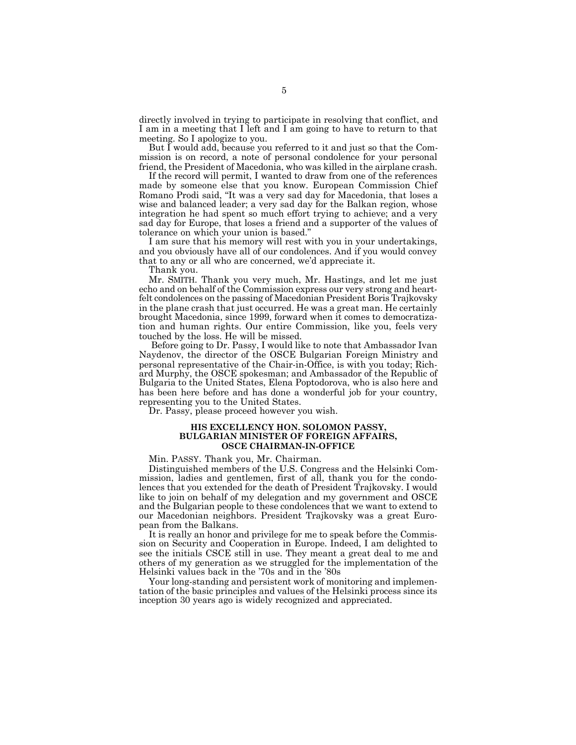directly involved in trying to participate in resolving that conflict, and I am in a meeting that I left and I am going to have to return to that meeting. So I apologize to you.

But I would add, because you referred to it and just so that the Commission is on record, a note of personal condolence for your personal friend, the President of Macedonia, who was killed in the airplane crash.

If the record will permit, I wanted to draw from one of the references made by someone else that you know. European Commission Chief Romano Prodi said, "It was a very sad day for Macedonia, that loses a wise and balanced leader; a very sad day for the Balkan region, whose integration he had spent so much effort trying to achieve; and a very sad day for Europe, that loses a friend and a supporter of the values of tolerance on which your union is based."

I am sure that his memory will rest with you in your undertakings, and you obviously have all of our condolences. And if you would convey that to any or all who are concerned, we'd appreciate it.

Thank you.

Mr. SMITH. Thank you very much, Mr. Hastings, and let me just echo and on behalf of the Commission express our very strong and heartfelt condolences on the passing of Macedonian President Boris Trajkovsky in the plane crash that just occurred. He was a great man. He certainly brought Macedonia, since 1999, forward when it comes to democratization and human rights. Our entire Commission, like you, feels very touched by the loss. He will be missed.

Before going to Dr. Passy, I would like to note that Ambassador Ivan Naydenov, the director of the OSCE Bulgarian Foreign Ministry and personal representative of the Chair-in-Office, is with you today; Richard Murphy, the OSCE spokesman; and Ambassador of the Republic of Bulgaria to the United States, Elena Poptodorova, who is also here and has been here before and has done a wonderful job for your country, representing you to the United States.

Dr. Passy, please proceed however you wish.

## HIS EXCELLENCY HON. SOLOMON PASSY, BULGARIAN MINISTER OF FOREIGN AFFAIRS, OSCE CHAIRMAN-IN-OFFICE

Min. PASSY. Thank you, Mr. Chairman.

Distinguished members of the U.S. Congress and the Helsinki Commission, ladies and gentlemen, first of all, thank you for the condolences that you extended for the death of President Trajkovsky. I would like to join on behalf of my delegation and my government and OSCE and the Bulgarian people to these condolences that we want to extend to our Macedonian neighbors. President Trajkovsky was a great European from the Balkans.

It is really an honor and privilege for me to speak before the Commission on Security and Cooperation in Europe. Indeed, I am delighted to see the initials CSCE still in use. They meant a great deal to me and others of my generation as we struggled for the implementation of the Helsinki values back in the '70s and in the '80s

Your long-standing and persistent work of monitoring and implementation of the basic principles and values of the Helsinki process since its inception 30 years ago is widely recognized and appreciated.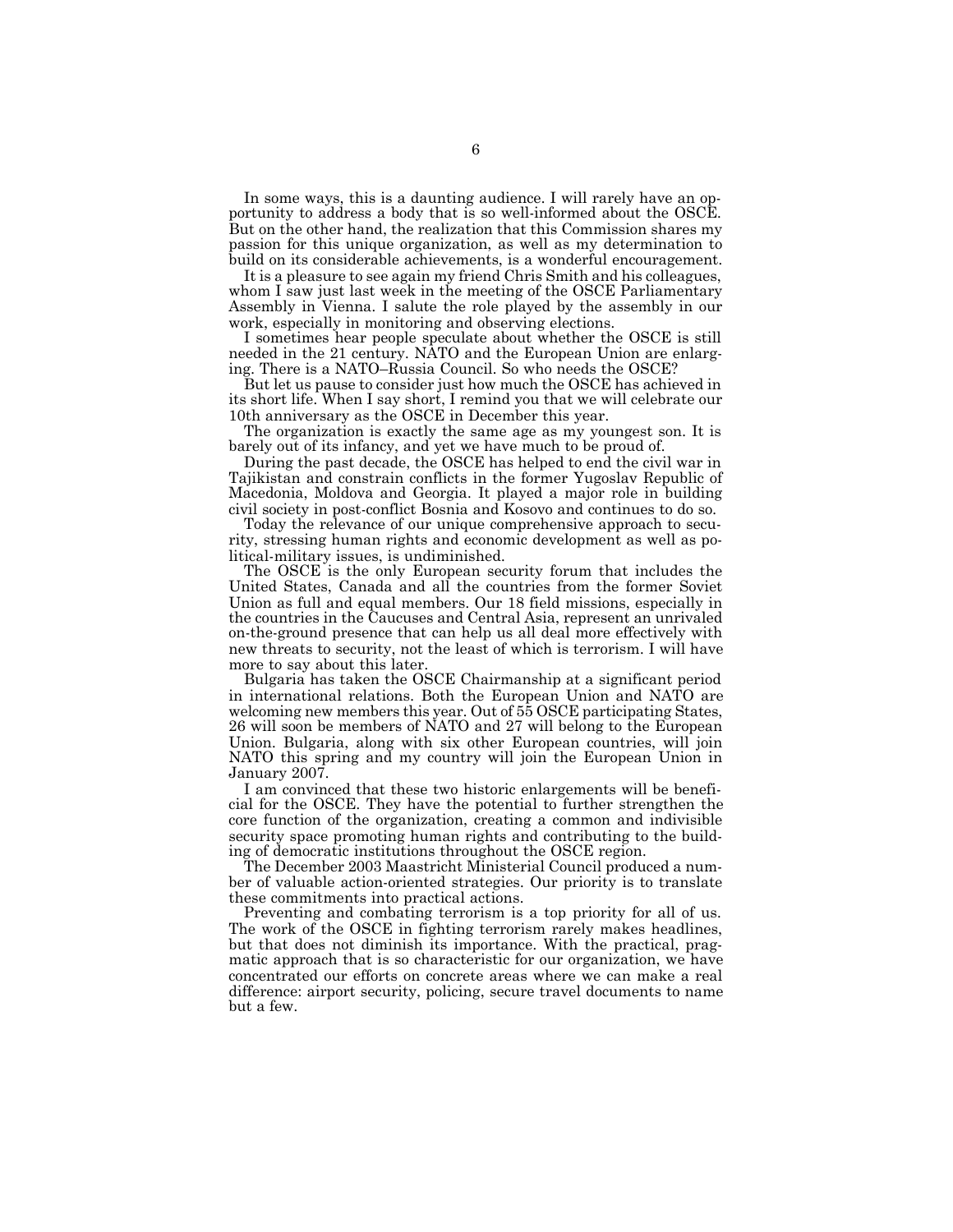In some ways, this is a daunting audience. I will rarely have an opportunity to address a body that is so well-informed about the OSCE. But on the other hand, the realization that this Commission shares my passion for this unique organization, as well as my determination to build on its considerable achievements, is a wonderful encouragement.

It is a pleasure to see again my friend Chris Smith and his colleagues, whom I saw just last week in the meeting of the OSCE Parliamentary Assembly in Vienna. I salute the role played by the assembly in our work, especially in monitoring and observing elections.

I sometimes hear people speculate about whether the OSCE is still needed in the 21 century. NATO and the European Union are enlarging. There is a NATO–Russia Council. So who needs the OSCE?

But let us pause to consider just how much the OSCE has achieved in its short life. When I say short, I remind you that we will celebrate our 10th anniversary as the OSCE in December this year.

The organization is exactly the same age as my youngest son. It is barely out of its infancy, and yet we have much to be proud of.

During the past decade, the OSCE has helped to end the civil war in Tajikistan and constrain conflicts in the former Yugoslav Republic of Macedonia, Moldova and Georgia. It played a major role in building civil society in post-conflict Bosnia and Kosovo and continues to do so.

Today the relevance of our unique comprehensive approach to security, stressing human rights and economic development as well as political-military issues, is undiminished.

The OSCE is the only European security forum that includes the United States, Canada and all the countries from the former Soviet Union as full and equal members. Our 18 field missions, especially in the countries in the Caucuses and Central Asia, represent an unrivaled on-the-ground presence that can help us all deal more effectively with new threats to security, not the least of which is terrorism. I will have more to say about this later.

Bulgaria has taken the OSCE Chairmanship at a significant period in international relations. Both the European Union and NATO are welcoming new members this year. Out of 55 OSCE participating States, 26 will soon be members of NATO and 27 will belong to the European Union. Bulgaria, along with six other European countries, will join NATO this spring and my country will join the European Union in January 2007.

I am convinced that these two historic enlargements will be beneficial for the OSCE. They have the potential to further strengthen the core function of the organization, creating a common and indivisible security space promoting human rights and contributing to the building of democratic institutions throughout the OSCE region.

The December 2003 Maastricht Ministerial Council produced a number of valuable action-oriented strategies. Our priority is to translate these commitments into practical actions.

Preventing and combating terrorism is a top priority for all of us. The work of the OSCE in fighting terrorism rarely makes headlines, but that does not diminish its importance. With the practical, pragmatic approach that is so characteristic for our organization, we have concentrated our efforts on concrete areas where we can make a real difference: airport security, policing, secure travel documents to name but a few.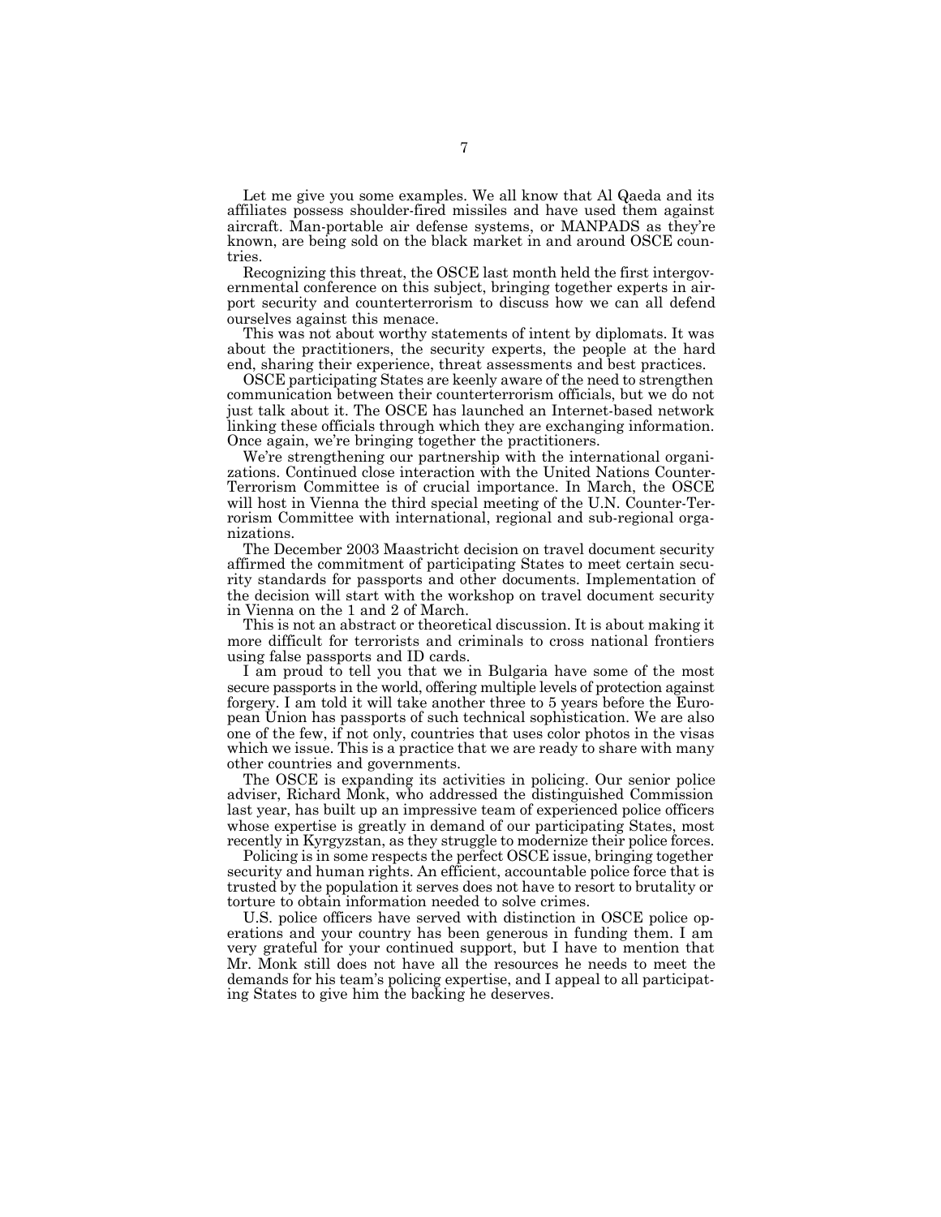Let me give you some examples. We all know that Al Qaeda and its affiliates possess shoulder-fired missiles and have used them against aircraft. Man-portable air defense systems, or MANPADS as they're known, are being sold on the black market in and around OSCE countries.

Recognizing this threat, the OSCE last month held the first intergovernmental conference on this subject, bringing together experts in airport security and counterterrorism to discuss how we can all defend ourselves against this menace.

This was not about worthy statements of intent by diplomats. It was about the practitioners, the security experts, the people at the hard end, sharing their experience, threat assessments and best practices.

OSCE participating States are keenly aware of the need to strengthen communication between their counterterrorism officials, but we do not just talk about it. The OSCE has launched an Internet-based network linking these officials through which they are exchanging information. Once again, we're bringing together the practitioners.

We're strengthening our partnership with the international organizations. Continued close interaction with the United Nations Counter-Terrorism Committee is of crucial importance. In March, the OSCE will host in Vienna the third special meeting of the U.N. Counter-Terrorism Committee with international, regional and sub-regional organizations.

The December 2003 Maastricht decision on travel document security affirmed the commitment of participating States to meet certain security standards for passports and other documents. Implementation of the decision will start with the workshop on travel document security in Vienna on the 1 and 2 of March.

This is not an abstract or theoretical discussion. It is about making it more difficult for terrorists and criminals to cross national frontiers using false passports and ID cards.

I am proud to tell you that we in Bulgaria have some of the most secure passports in the world, offering multiple levels of protection against forgery. I am told it will take another three to 5 years before the European Union has passports of such technical sophistication. We are also one of the few, if not only, countries that uses color photos in the visas which we issue. This is a practice that we are ready to share with many other countries and governments.

The OSCE is expanding its activities in policing. Our senior police adviser, Richard Monk, who addressed the distinguished Commission last year, has built up an impressive team of experienced police officers whose expertise is greatly in demand of our participating States, most recently in Kyrgyzstan, as they struggle to modernize their police forces.

Policing is in some respects the perfect OSCE issue, bringing together security and human rights. An efficient, accountable police force that is trusted by the population it serves does not have to resort to brutality or torture to obtain information needed to solve crimes.

U.S. police officers have served with distinction in OSCE police operations and your country has been generous in funding them. I am very grateful for your continued support, but I have to mention that Mr. Monk still does not have all the resources he needs to meet the demands for his team's policing expertise, and I appeal to all participating States to give him the backing he deserves.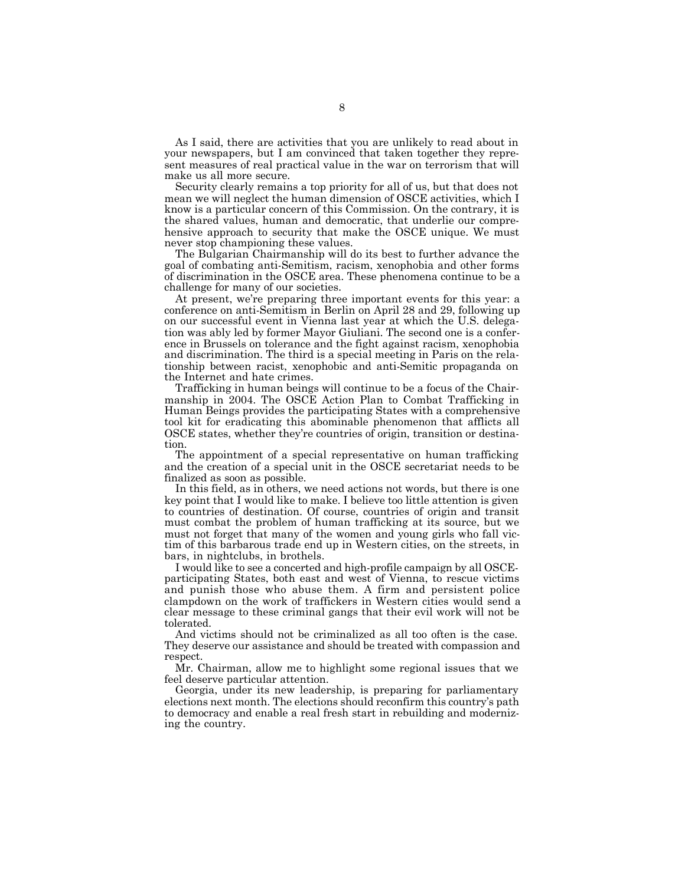As I said, there are activities that you are unlikely to read about in your newspapers, but I am convinced that taken together they represent measures of real practical value in the war on terrorism that will make us all more secure.

Security clearly remains a top priority for all of us, but that does not mean we will neglect the human dimension of OSCE activities, which I know is a particular concern of this Commission. On the contrary, it is the shared values, human and democratic, that underlie our comprehensive approach to security that make the OSCE unique. We must never stop championing these values.

The Bulgarian Chairmanship will do its best to further advance the goal of combating anti-Semitism, racism, xenophobia and other forms of discrimination in the OSCE area. These phenomena continue to be a challenge for many of our societies.

At present, we're preparing three important events for this year: a conference on anti-Semitism in Berlin on April 28 and 29, following up on our successful event in Vienna last year at which the U.S. delegation was ably led by former Mayor Giuliani. The second one is a conference in Brussels on tolerance and the fight against racism, xenophobia and discrimination. The third is a special meeting in Paris on the relationship between racist, xenophobic and anti-Semitic propaganda on the Internet and hate crimes.

Trafficking in human beings will continue to be a focus of the Chairmanship in 2004. The OSCE Action Plan to Combat Trafficking in Human Beings provides the participating States with a comprehensive tool kit for eradicating this abominable phenomenon that afflicts all OSCE states, whether they're countries of origin, transition or destination.

The appointment of a special representative on human trafficking and the creation of a special unit in the OSCE secretariat needs to be finalized as soon as possible.

In this field, as in others, we need actions not words, but there is one key point that I would like to make. I believe too little attention is given to countries of destination. Of course, countries of origin and transit must combat the problem of human trafficking at its source, but we must not forget that many of the women and young girls who fall victim of this barbarous trade end up in Western cities, on the streets, in bars, in nightclubs, in brothels.

I would like to see a concerted and high-profile campaign by all OSCE-participating States, both east and west of Vienna, to rescue victims and punish those who abuse them. A firm and persistent police clampdown on the work of traffickers in Western cities would send a clear message to these criminal gangs that their evil work will not be tolerated.

And victims should not be criminalized as all too often is the case. They deserve our assistance and should be treated with compassion and respect.

Mr. Chairman, allow me to highlight some regional issues that we feel deserve particular attention.

Georgia, under its new leadership, is preparing for parliamentary elections next month. The elections should reconfirm this country's path to democracy and enable a real fresh start in rebuilding and modernizing the country.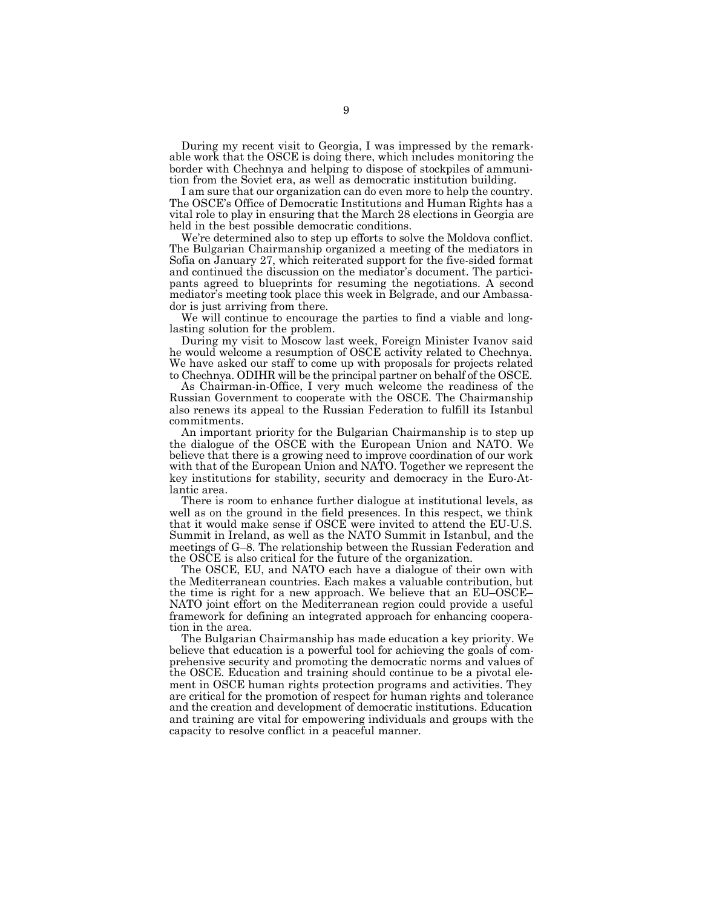During my recent visit to Georgia, I was impressed by the remarkable work that the OSCE is doing there, which includes monitoring the border with Chechnya and helping to dispose of stockpiles of ammunition from the Soviet era, as well as democratic institution building.

I am sure that our organization can do even more to help the country. The OSCE's Office of Democratic Institutions and Human Rights has a vital role to play in ensuring that the March 28 elections in Georgia are held in the best possible democratic conditions.

We're determined also to step up efforts to solve the Moldova conflict. The Bulgarian Chairmanship organized a meeting of the mediators in Sofia on January 27, which reiterated support for the five-sided format and continued the discussion on the mediator's document. The participants agreed to blueprints for resuming the negotiations. A second mediator's meeting took place this week in Belgrade, and our Ambassador is just arriving from there.

We will continue to encourage the parties to find a viable and long-lasting solution for the problem.

During my visit to Moscow last week, Foreign Minister Ivanov said he would welcome a resumption of OSCE activity related to Chechnya. We have asked our staff to come up with proposals for projects related to Chechnya. ODIHR will be the principal partner on behalf of the OSCE.

As Chairman-in-Office, I very much welcome the readiness of the Russian Government to cooperate with the OSCE. The Chairmanship also renews its appeal to the Russian Federation to fulfill its Istanbul commitments.

An important priority for the Bulgarian Chairmanship is to step up the dialogue of the OSCE with the European Union and NATO. We believe that there is a growing need to improve coordination of our work with that of the European Union and NATO. Together we represent the key institutions for stability, security and democracy in the Euro-Atlantic area.

There is room to enhance further dialogue at institutional levels, as well as on the ground in the field presences. In this respect, we think that it would make sense if OSCE were invited to attend the EU-U.S. Summit in Ireland, as well as the NATO Summit in Istanbul, and the meetings of G–8. The relationship between the Russian Federation and the OSCE is also critical for the future of the organization.

The OSCE, EU, and NATO each have a dialogue of their own with the Mediterranean countries. Each makes a valuable contribution, but the time is right for a new approach. We believe that an EU–OSCE–NATO joint effort on the Mediterranean region could provide a useful framework for defining an integrated approach for enhancing cooperation in the area.

The Bulgarian Chairmanship has made education a key priority. We believe that education is a powerful tool for achieving the goals of comprehensive security and promoting the democratic norms and values of the OSCE. Education and training should continue to be a pivotal element in OSCE human rights protection programs and activities. They are critical for the promotion of respect for human rights and tolerance and the creation and development of democratic institutions. Education and training are vital for empowering individuals and groups with the capacity to resolve conflict in a peaceful manner.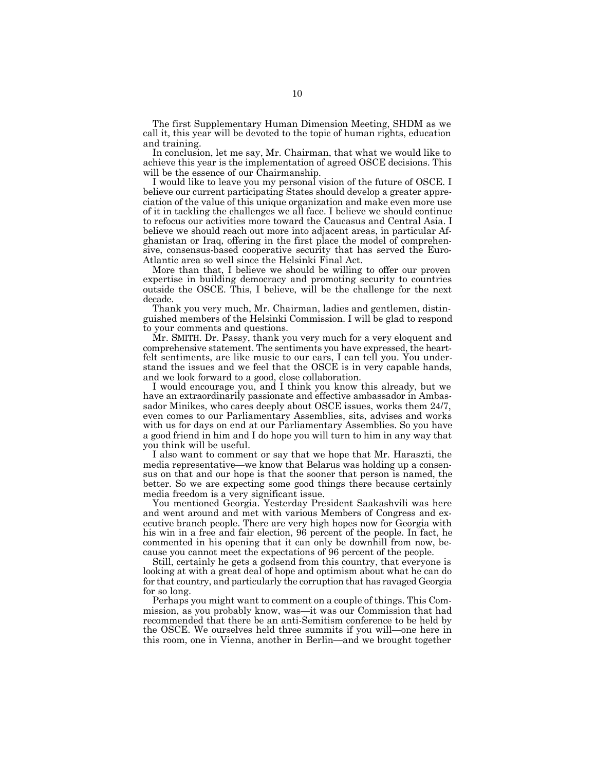The first Supplementary Human Dimension Meeting, SHDM as we call it, this year will be devoted to the topic of human rights, education and training.

In conclusion, let me say, Mr. Chairman, that what we would like to achieve this year is the implementation of agreed OSCE decisions. This will be the essence of our Chairmanship.

I would like to leave you my personal vision of the future of OSCE. I believe our current participating States should develop a greater appreciation of the value of this unique organization and make even more use of it in tackling the challenges we all face. I believe we should continue to refocus our activities more toward the Caucasus and Central Asia. I believe we should reach out more into adjacent areas, in particular Afghanistan or Iraq, offering in the first place the model of comprehensive, consensus-based cooperative security that has served the Euro-Atlantic area so well since the Helsinki Final Act.

More than that, I believe we should be willing to offer our proven expertise in building democracy and promoting security to countries outside the OSCE. This, I believe, will be the challenge for the next decade.

Thank you very much, Mr. Chairman, ladies and gentlemen, distinguished members of the Helsinki Commission. I will be glad to respond to your comments and questions.

Mr. SMITH. Dr. Passy, thank you very much for a very eloquent and comprehensive statement. The sentiments you have expressed, the heartfelt sentiments, are like music to our ears, I can tell you. You understand the issues and we feel that the OSCE is in very capable hands, and we look forward to a good, close collaboration.

I would encourage you, and I think you know this already, but we have an extraordinarily passionate and effective ambassador in Ambassador Minikes, who cares deeply about OSCE issues, works them 24/7, even comes to our Parliamentary Assemblies, sits, advises and works with us for days on end at our Parliamentary Assemblies. So you have a good friend in him and I do hope you will turn to him in any way that you think will be useful.

I also want to comment or say that we hope that Mr. Haraszti, the media representative—we know that Belarus was holding up a consensus on that and our hope is that the sooner that person is named, the better. So we are expecting some good things there because certainly media freedom is a very significant issue.

You mentioned Georgia. Yesterday President Saakashvili was here and went around and met with various Members of Congress and executive branch people. There are very high hopes now for Georgia with his win in a free and fair election, 96 percent of the people. In fact, he commented in his opening that it can only be downhill from now, because you cannot meet the expectations of 96 percent of the people.

Still, certainly he gets a godsend from this country, that everyone is looking at with a great deal of hope and optimism about what he can do for that country, and particularly the corruption that has ravaged Georgia for so long.

Perhaps you might want to comment on a couple of things. This Commission, as you probably know, was—it was our Commission that had recommended that there be an anti-Semitism conference to be held by the OSCE. We ourselves held three summits if you will—one here in this room, one in Vienna, another in Berlin—and we brought together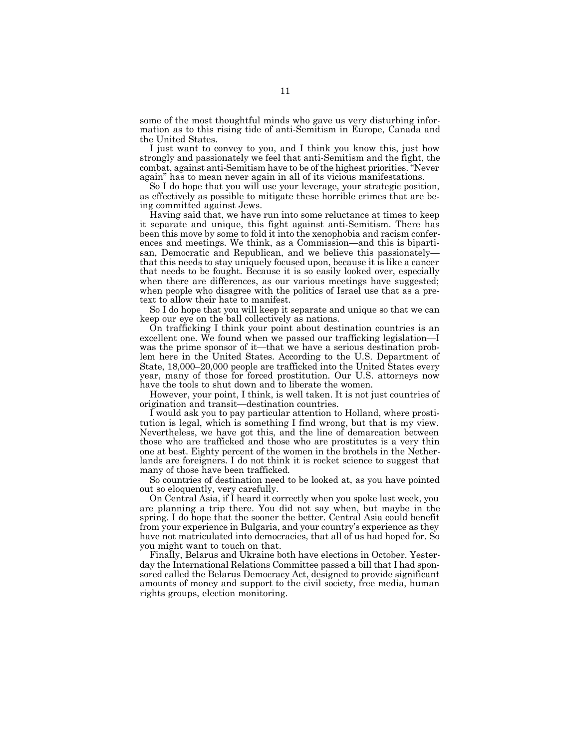some of the most thoughtful minds who gave us very disturbing information as to this rising tide of anti-Semitism in Europe, Canada and the United States.

I just want to convey to you, and I think you know this, just how strongly and passionately we feel that anti-Semitism and the fight, the combat, against anti-Semitism have to be of the highest priorities. "Never again" has to mean never again in all of its vicious manifestations.

So I do hope that you will use your leverage, your strategic position, as effectively as possible to mitigate these horrible crimes that are being committed against Jews.

Having said that, we have run into some reluctance at times to keep it separate and unique, this fight against anti-Semitism. There has been this move by some to fold it into the xenophobia and racism conferences and meetings. We think, as a Commission—and this is bipartisan, Democratic and Republican, and we believe this passionately—that this needs to stay uniquely focused upon, because it is like a cancer that needs to be fought. Because it is so easily looked over, especially when there are differences, as our various meetings have suggested; when people who disagree with the politics of Israel use that as a pretext to allow their hate to manifest.

So I do hope that you will keep it separate and unique so that we can keep our eye on the ball collectively as nations.

On trafficking I think your point about destination countries is an excellent one. We found when we passed our trafficking legislation—I was the prime sponsor of it—that we have a serious destination problem here in the United States. According to the U.S. Department of State, 18,000–20,000 people are trafficked into the United States every year, many of those for forced prostitution. Our U.S. attorneys now have the tools to shut down and to liberate the women.

However, your point, I think, is well taken. It is not just countries of origination and transit—destination countries.

I would ask you to pay particular attention to Holland, where prostitution is legal, which is something I find wrong, but that is my view. Nevertheless, we have got this, and the line of demarcation between those who are trafficked and those who are prostitutes is a very thin one at best. Eighty percent of the women in the brothels in the Netherlands are foreigners. I do not think it is rocket science to suggest that many of those have been trafficked.

So countries of destination need to be looked at, as you have pointed out so eloquently, very carefully.

On Central Asia, if I heard it correctly when you spoke last week, you are planning a trip there. You did not say when, but maybe in the spring. I do hope that the sooner the better. Central Asia could benefit from your experience in Bulgaria, and your country's experience as they have not matriculated into democracies, that all of us had hoped for. So you might want to touch on that.

Finally, Belarus and Ukraine both have elections in October. Yesterday the International Relations Committee passed a bill that I had sponsored called the Belarus Democracy Act, designed to provide significant amounts of money and support to the civil society, free media, human rights groups, election monitoring.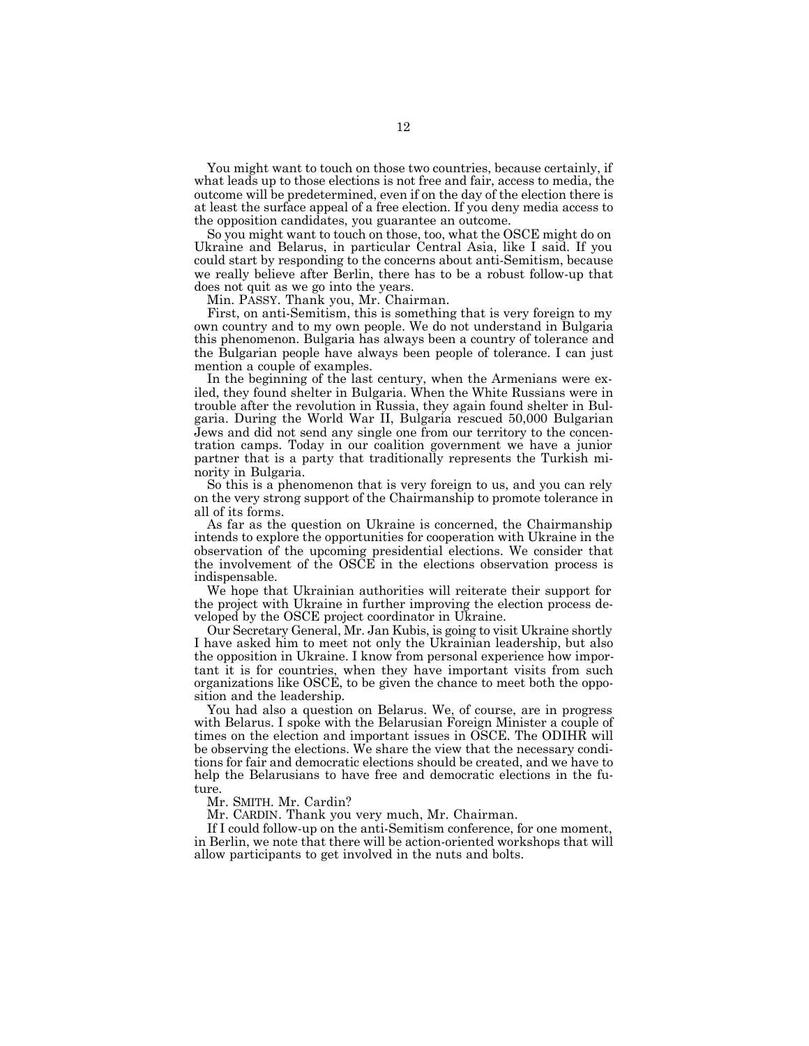You might want to touch on those two countries, because certainly, if what leads up to those elections is not free and fair, access to media, the outcome will be predetermined, even if on the day of the election there is at least the surface appeal of a free election. If you deny media access to the opposition candidates, you guarantee an outcome.

So you might want to touch on those, too, what the OSCE might do on Ukraine and Belarus, in particular Central Asia, like I said. If you could start by responding to the concerns about anti-Semitism, because we really believe after Berlin, there has to be a robust follow-up that does not quit as we go into the years.

Min. PASSY. Thank you, Mr. Chairman.

First, on anti-Semitism, this is something that is very foreign to my own country and to my own people. We do not understand in Bulgaria this phenomenon. Bulgaria has always been a country of tolerance and the Bulgarian people have always been people of tolerance. I can just mention a couple of examples.

In the beginning of the last century, when the Armenians were exiled, they found shelter in Bulgaria. When the White Russians were in trouble after the revolution in Russia, they again found shelter in Bulgaria. During the World War II, Bulgaria rescued 50,000 Bulgarian Jews and did not send any single one from our territory to the concentration camps. Today in our coalition government we have a junior partner that is a party that traditionally represents the Turkish minority in Bulgaria.

So this is a phenomenon that is very foreign to us, and you can rely on the very strong support of the Chairmanship to promote tolerance in all of its forms.

As far as the question on Ukraine is concerned, the Chairmanship intends to explore the opportunities for cooperation with Ukraine in the observation of the upcoming presidential elections. We consider that the involvement of the OSCE in the elections observation process is indispensable.

We hope that Ukrainian authorities will reiterate their support for the project with Ukraine in further improving the election process developed by the OSCE project coordinator in Ukraine.

Our Secretary General, Mr. Jan Kubis, is going to visit Ukraine shortly I have asked him to meet not only the Ukrainian leadership, but also the opposition in Ukraine. I know from personal experience how important it is for countries, when they have important visits from such organizations like OSCE, to be given the chance to meet both the opposition and the leadership.

You had also a question on Belarus. We, of course, are in progress with Belarus. I spoke with the Belarusian Foreign Minister a couple of times on the election and important issues in OSCE. The ODIHR will be observing the elections. We share the view that the necessary conditions for fair and democratic elections should be created, and we have to help the Belarusians to have free and democratic elections in the future.

Mr. SMITH. Mr. Cardin?

Mr. CARDIN. Thank you very much, Mr. Chairman.

If I could follow-up on the anti-Semitism conference, for one moment, in Berlin, we note that there will be action-oriented workshops that will allow participants to get involved in the nuts and bolts.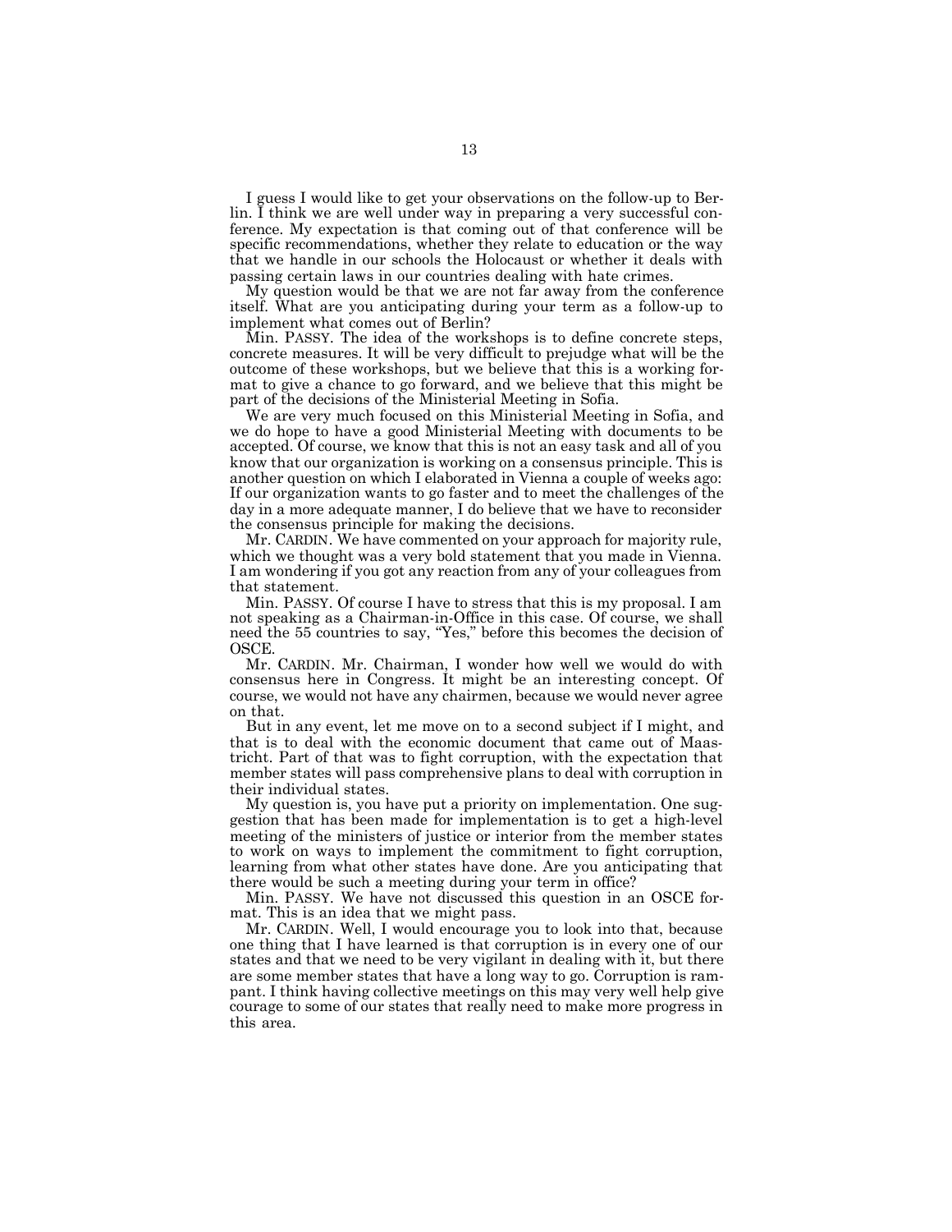I guess I would like to get your observations on the follow-up to Berlin. I think we are well under way in preparing a very successful conference. My expectation is that coming out of that conference will be specific recommendations, whether they relate to education or the way that we handle in our schools the Holocaust or whether it deals with passing certain laws in our countries dealing with hate crimes.

My question would be that we are not far away from the conference itself. What are you anticipating during your term as a follow-up to implement what comes out of Berlin?

Min. PASSY. The idea of the workshops is to define concrete steps, concrete measures. It will be very difficult to prejudge what will be the outcome of these workshops, but we believe that this is a working format to give a chance to go forward, and we believe that this might be part of the decisions of the Ministerial Meeting in Sofia.

We are very much focused on this Ministerial Meeting in Sofia, and we do hope to have a good Ministerial Meeting with documents to be accepted. Of course, we know that this is not an easy task and all of you know that our organization is working on a consensus principle. This is another question on which I elaborated in Vienna a couple of weeks ago: If our organization wants to go faster and to meet the challenges of the day in a more adequate manner, I do believe that we have to reconsider the consensus principle for making the decisions.

Mr. CARDIN. We have commented on your approach for majority rule, which we thought was a very bold statement that you made in Vienna. I am wondering if you got any reaction from any of your colleagues from that statement.

Min. PASSY. Of course I have to stress that this is my proposal. I am not speaking as a Chairman-in-Office in this case. Of course, we shall need the 55 countries to say, "Yes," before this becomes the decision of OSCE.

Mr. CARDIN. Mr. Chairman, I wonder how well we would do with consensus here in Congress. It might be an interesting concept. Of course, we would not have any chairmen, because we would never agree on that.

But in any event, let me move on to a second subject if I might, and that is to deal with the economic document that came out of Maastricht. Part of that was to fight corruption, with the expectation that member states will pass comprehensive plans to deal with corruption in their individual states.

My question is, you have put a priority on implementation. One suggestion that has been made for implementation is to get a high-level meeting of the ministers of justice or interior from the member states to work on ways to implement the commitment to fight corruption, learning from what other states have done. Are you anticipating that there would be such a meeting during your term in office?

Min. PASSY. We have not discussed this question in an OSCE format. This is an idea that we might pass.

Mr. CARDIN. Well, I would encourage you to look into that, because one thing that I have learned is that corruption is in every one of our states and that we need to be very vigilant in dealing with it, but there are some member states that have a long way to go. Corruption is rampant. I think having collective meetings on this may very well help give courage to some of our states that really need to make more progress in this area.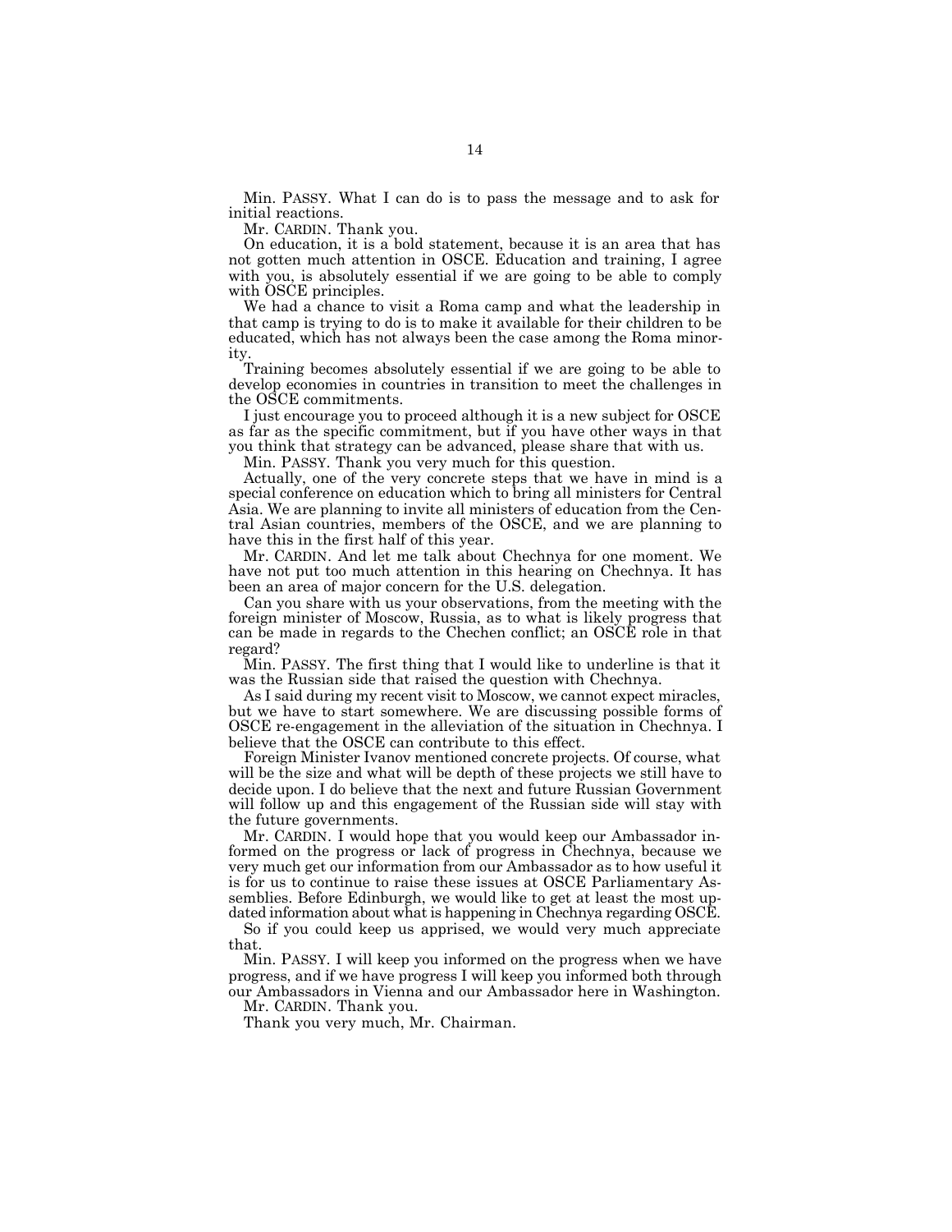Min. PASSY. What I can do is to pass the message and to ask for initial reactions.

Mr. CARDIN. Thank you.

On education, it is a bold statement, because it is an area that has not gotten much attention in OSCE. Education and training, I agree with you, is absolutely essential if we are going to be able to comply with OSCE principles.

We had a chance to visit a Roma camp and what the leadership in that camp is trying to do is to make it available for their children to be educated, which has not always been the case among the Roma minority.

Training becomes absolutely essential if we are going to be able to develop economies in countries in transition to meet the challenges in the OSCE commitments.

I just encourage you to proceed although it is a new subject for OSCE as far as the specific commitment, but if you have other ways in that you think that strategy can be advanced, please share that with us.

Min. PASSY. Thank you very much for this question.

Actually, one of the very concrete steps that we have in mind is a special conference on education which to bring all ministers for Central Asia. We are planning to invite all ministers of education from the Central Asian countries, members of the OSCE, and we are planning to have this in the first half of this year.

Mr. CARDIN. And let me talk about Chechnya for one moment. We have not put too much attention in this hearing on Chechnya. It has been an area of major concern for the U.S. delegation.

Can you share with us your observations, from the meeting with the foreign minister of Moscow, Russia, as to what is likely progress that can be made in regards to the Chechen conflict; an OSCE role in that regard?

Min. PASSY. The first thing that I would like to underline is that it was the Russian side that raised the question with Chechnya.

As I said during my recent visit to Moscow, we cannot expect miracles, but we have to start somewhere. We are discussing possible forms of OSCE re-engagement in the alleviation of the situation in Chechnya. I believe that the OSCE can contribute to this effect.

Foreign Minister Ivanov mentioned concrete projects. Of course, what will be the size and what will be depth of these projects we still have to decide upon. I do believe that the next and future Russian Government will follow up and this engagement of the Russian side will stay with the future governments.

Mr. CARDIN. I would hope that you would keep our Ambassador informed on the progress or lack of progress in Chechnya, because we very much get our information from our Ambassador as to how useful it is for us to continue to raise these issues at OSCE Parliamentary Assemblies. Before Edinburgh, we would like to get at least the most updated information about what is happening in Chechnya regarding OSCE.

So if you could keep us apprised, we would very much appreciate that.

Min. PASSY. I will keep you informed on the progress when we have progress, and if we have progress I will keep you informed both through our Ambassadors in Vienna and our Ambassador here in Washington.

Mr. CARDIN. Thank you.

Thank you very much, Mr. Chairman.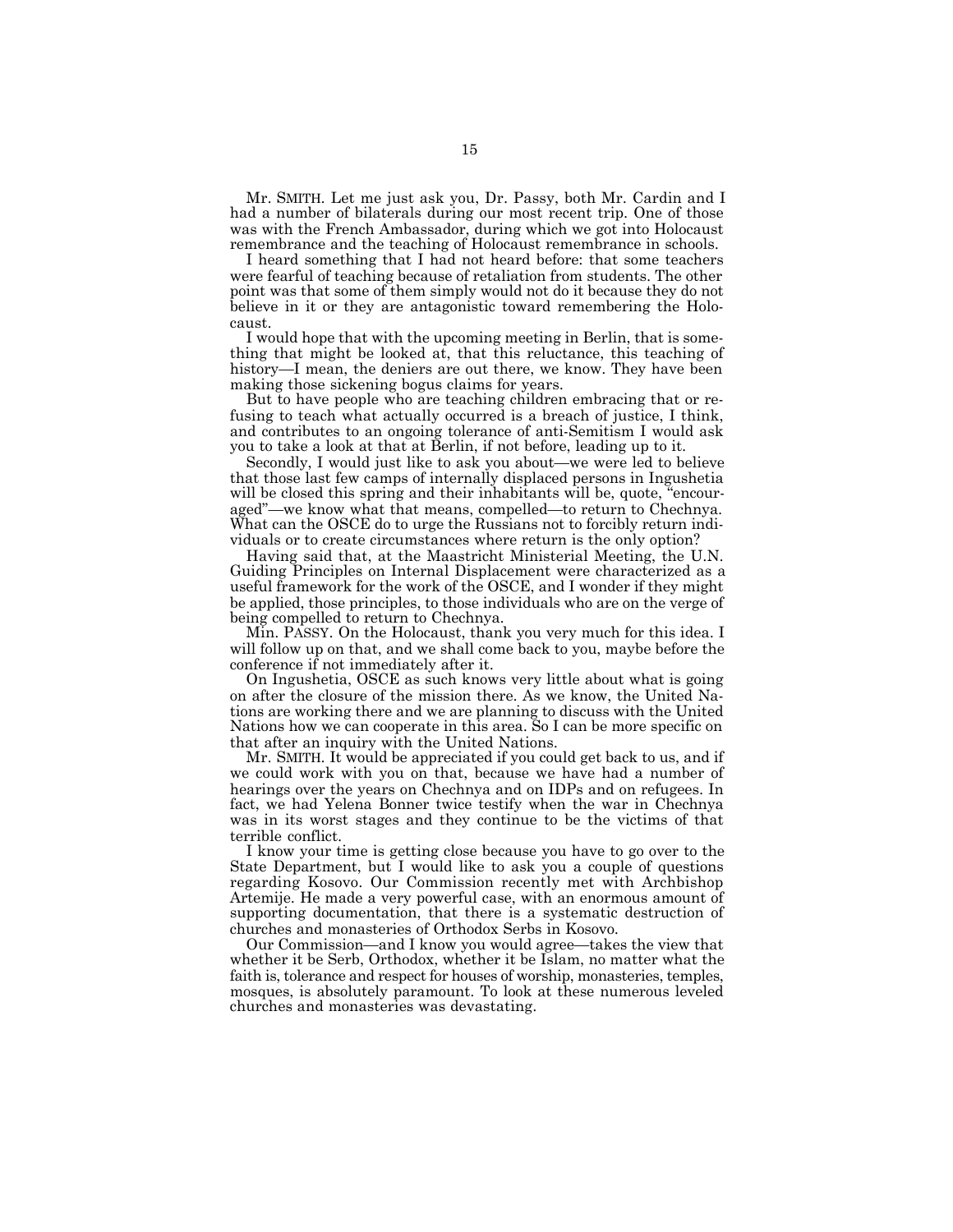Mr. SMITH. Let me just ask you, Dr. Passy, both Mr. Cardin and I had a number of bilaterals during our most recent trip. One of those was with the French Ambassador, during which we got into Holocaust remembrance and the teaching of Holocaust remembrance in schools.

I heard something that I had not heard before: that some teachers were fearful of teaching because of retaliation from students. The other point was that some of them simply would not do it because they do not believe in it or they are antagonistic toward remembering the Holocaust.

I would hope that with the upcoming meeting in Berlin, that is something that might be looked at, that this reluctance, this teaching of history—I mean, the deniers are out there, we know. They have been making those sickening bogus claims for years.

But to have people who are teaching children embracing that or refusing to teach what actually occurred is a breach of justice, I think, and contributes to an ongoing tolerance of anti-Semitism I would ask you to take a look at that at Berlin, if not before, leading up to it.

Secondly, I would just like to ask you about—we were led to believe that those last few camps of internally displaced persons in Ingushetia will be closed this spring and their inhabitants will be, quote, "encouraged"—we know what that means, compelled—to return to Chechnya. What can the OSCE do to urge the Russians not to forcibly return individuals or to create circumstances where return is the only option?

Having said that, at the Maastricht Ministerial Meeting, the U.N. Guiding Principles on Internal Displacement were characterized as a useful framework for the work of the OSCE, and I wonder if they might be applied, those principles, to those individuals who are on the verge of being compelled to return to Chechnya.

Min. PASSY. On the Holocaust, thank you very much for this idea. I will follow up on that, and we shall come back to you, maybe before the conference if not immediately after it.

On Ingushetia, OSCE as such knows very little about what is going on after the closure of the mission there. As we know, the United Nations are working there and we are planning to discuss with the United Nations how we can cooperate in this area. So I can be more specific on that after an inquiry with the United Nations.

Mr. SMITH. It would be appreciated if you could get back to us, and if we could work with you on that, because we have had a number of hearings over the years on Chechnya and on IDPs and on refugees. In fact, we had Yelena Bonner twice testify when the war in Chechnya was in its worst stages and they continue to be the victims of that terrible conflict.

I know your time is getting close because you have to go over to the State Department, but I would like to ask you a couple of questions regarding Kosovo. Our Commission recently met with Archbishop Artemije. He made a very powerful case, with an enormous amount of supporting documentation, that there is a systematic destruction of churches and monasteries of Orthodox Serbs in Kosovo.

Our Commission—and I know you would agree—takes the view that whether it be Serb, Orthodox, whether it be Islam, no matter what the faith is, tolerance and respect for houses of worship, monasteries, temples, mosques, is absolutely paramount. To look at these numerous leveled churches and monasteries was devastating.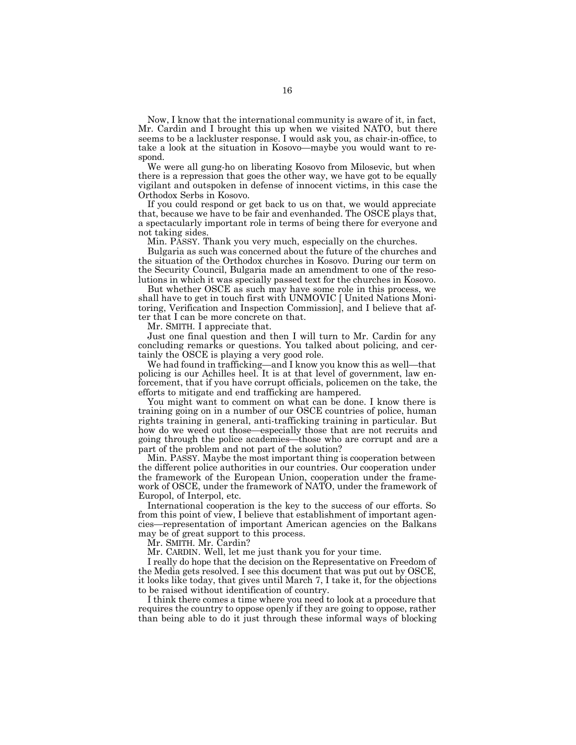Now, I know that the international community is aware of it, in fact, Mr. Cardin and I brought this up when we visited NATO, but there seems to be a lackluster response. I would ask you, as chair-in-office, to take a look at the situation in Kosovo—maybe you would want to respond.

We were all gung-ho on liberating Kosovo from Milosevic, but when there is a repression that goes the other way, we have got to be equally vigilant and outspoken in defense of innocent victims, in this case the Orthodox Serbs in Kosovo.

If you could respond or get back to us on that, we would appreciate that, because we have to be fair and evenhanded. The OSCE plays that, a spectacularly important role in terms of being there for everyone and not taking sides.

Min. PASSY. Thank you very much, especially on the churches.

Bulgaria as such was concerned about the future of the churches and the situation of the Orthodox churches in Kosovo. During our term on the Security Council, Bulgaria made an amendment to one of the resolutions in which it was specially passed text for the churches in Kosovo.

But whether OSCE as such may have some role in this process, we shall have to get in touch first with UNMOVIC [ United Nations Monitoring, Verification and Inspection Commission], and I believe that after that I can be more concrete on that.

Mr. SMITH. I appreciate that.

Just one final question and then I will turn to Mr. Cardin for any concluding remarks or questions. You talked about policing, and certainly the OSCE is playing a very good role.

We had found in trafficking—and I know you know this as well—that policing is our Achilles heel. It is at that level of government, law enforcement, that if you have corrupt officials, policemen on the take, the efforts to mitigate and end trafficking are hampered.

You might want to comment on what can be done. I know there is training going on in a number of our OSCE countries of police, human rights training in general, anti-trafficking training in particular. But how do we weed out those—especially those that are not recruits and going through the police academies—those who are corrupt and are a part of the problem and not part of the solution?

Min. PASSY. Maybe the most important thing is cooperation between the different police authorities in our countries. Our cooperation under the framework of the European Union, cooperation under the framework of OSCE, under the framework of NATO, under the framework of Europol, of Interpol, etc.

International cooperation is the key to the success of our efforts. So from this point of view, I believe that establishment of important agencies—representation of important American agencies on the Balkans may be of great support to this process.

Mr. SMITH. Mr. Cardin?

Mr. CARDIN. Well, let me just thank you for your time.

I really do hope that the decision on the Representative on Freedom of the Media gets resolved. I see this document that was put out by OSCE, it looks like today, that gives until March 7, I take it, for the objections to be raised without identification of country.

I think there comes a time where you need to look at a procedure that requires the country to oppose openly if they are going to oppose, rather than being able to do it just through these informal ways of blocking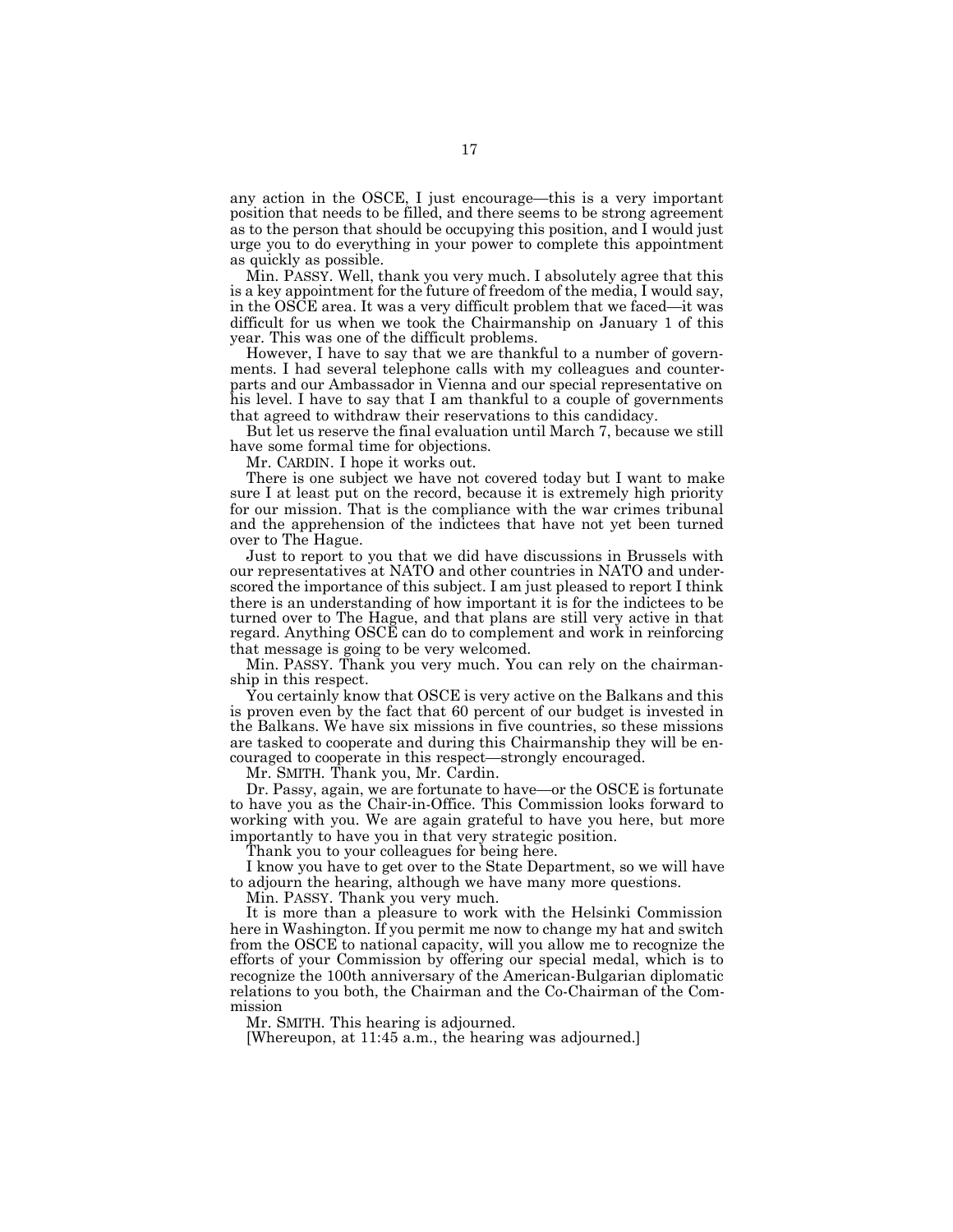any action in the OSCE, I just encourage—this is a very important position that needs to be filled, and there seems to be strong agreement as to the person that should be occupying this position, and I would just urge you to do everything in your power to complete this appointment as quickly as possible.

Min. PASSY. Well, thank you very much. I absolutely agree that this is a key appointment for the future of freedom of the media, I would say, in the OSCE area. It was a very difficult problem that we faced—it was difficult for us when we took the Chairmanship on January 1 of this year. This was one of the difficult problems.

However, I have to say that we are thankful to a number of governments. I had several telephone calls with my colleagues and counterparts and our Ambassador in Vienna and our special representative on his level. I have to say that I am thankful to a couple of governments that agreed to withdraw their reservations to this candidacy.

But let us reserve the final evaluation until March 7, because we still have some formal time for objections.

Mr. CARDIN. I hope it works out.

There is one subject we have not covered today but I want to make sure I at least put on the record, because it is extremely high priority for our mission. That is the compliance with the war crimes tribunal and the apprehension of the indictees that have not yet been turned over to The Hague.

Just to report to you that we did have discussions in Brussels with our representatives at NATO and other countries in NATO and underscored the importance of this subject. I am just pleased to report I think there is an understanding of how important it is for the indictees to be turned over to The Hague, and that plans are still very active in that regard. Anything OSCE can do to complement and work in reinforcing that message is going to be very welcomed.

Min. PASSY. Thank you very much. You can rely on the chairmanship in this respect.

You certainly know that OSCE is very active on the Balkans and this is proven even by the fact that 60 percent of our budget is invested in the Balkans. We have six missions in five countries, so these missions are tasked to cooperate and during this Chairmanship they will be encouraged to cooperate in this respect—strongly encouraged.

Mr. SMITH. Thank you, Mr. Cardin.

Dr. Passy, again, we are fortunate to have—or the OSCE is fortunate to have you as the Chair-in-Office. This Commission looks forward to working with you. We are again grateful to have you here, but more importantly to have you in that very strategic position.

Thank you to your colleagues for being here.

I know you have to get over to the State Department, so we will have to adjourn the hearing, although we have many more questions.

Min. PASSY. Thank you very much.

It is more than a pleasure to work with the Helsinki Commission here in Washington. If you permit me now to change my hat and switch from the OSCE to national capacity, will you allow me to recognize the efforts of your Commission by offering our special medal, which is to recognize the 100th anniversary of the American-Bulgarian diplomatic relations to you both, the Chairman and the Co-Chairman of the Commission

Mr. SMITH. This hearing is adjourned.

[Whereupon, at 11:45 a.m., the hearing was adjourned.]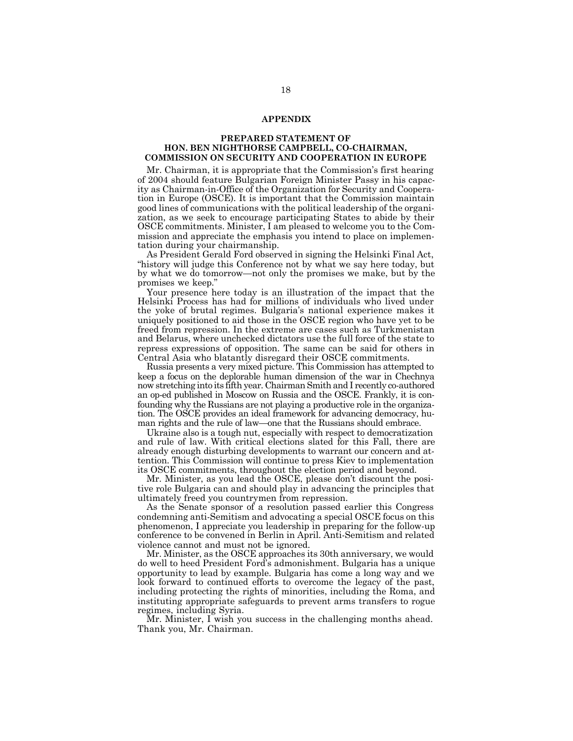# APPENDIX

## PREPARED STATEMENT OF HON. BEN NIGHTHORSE CAMPBELL, CO-CHAIRMAN, COMMISSION ON SECURITY AND COOPERATION IN EUROPE

Mr. Chairman, it is appropriate that the Commission's first hearing of 2004 should feature Bulgarian Foreign Minister Passy in his capacity as Chairman-in-Office of the Organization for Security and Cooperation in Europe (OSCE). It is important that the Commission maintain good lines of communications with the political leadership of the organization, as we seek to encourage participating States to abide by their OSCE commitments. Minister, I am pleased to welcome you to the Commission and appreciate the emphasis you intend to place on implementation during your chairmanship.

As President Gerald Ford observed in signing the Helsinki Final Act, "history will judge this Conference not by what we say here today, but by what we do tomorrow—not only the promises we make, but by the promises we keep."

Your presence here today is an illustration of the impact that the Helsinki Process has had for millions of individuals who lived under the yoke of brutal regimes. Bulgaria's national experience makes it uniquely positioned to aid those in the OSCE region who have yet to be freed from repression. In the extreme are cases such as Turkmenistan and Belarus, where unchecked dictators use the full force of the state to repress expressions of opposition. The same can be said for others in Central Asia who blatantly disregard their OSCE commitments.

Russia presents a very mixed picture. This Commission has attempted to keep a focus on the deplorable human dimension of the war in Chechnya now stretching into its fifth year. Chairman Smith and I recently co-authored an op-ed published in Moscow on Russia and the OSCE. Frankly, it is confounding why the Russians are not playing a productive role in the organization. The OSCE provides an ideal framework for advancing democracy, human rights and the rule of law—one that the Russians should embrace.

Ukraine also is a tough nut, especially with respect to democratization and rule of law. With critical elections slated for this Fall, there are already enough disturbing developments to warrant our concern and attention. This Commission will continue to press Kiev to implementation its OSCE commitments, throughout the election period and beyond.

Mr. Minister, as you lead the OSCE, please don't discount the positive role Bulgaria can and should play in advancing the principles that ultimately freed you countrymen from repression.

As the Senate sponsor of a resolution passed earlier this Congress condemning anti-Semitism and advocating a special OSCE focus on this phenomenon, I appreciate you leadership in preparing for the follow-up conference to be convened in Berlin in April. Anti-Semitism and related violence cannot and must not be ignored.

Mr. Minister, as the OSCE approaches its 30th anniversary, we would do well to heed President Ford's admonishment. Bulgaria has a unique opportunity to lead by example. Bulgaria has come a long way and we look forward to continued efforts to overcome the legacy of the past, including protecting the rights of minorities, including the Roma, and instituting appropriate safeguards to prevent arms transfers to rogue regimes, including Syria.

Mr. Minister, I wish you success in the challenging months ahead. Thank you, Mr. Chairman.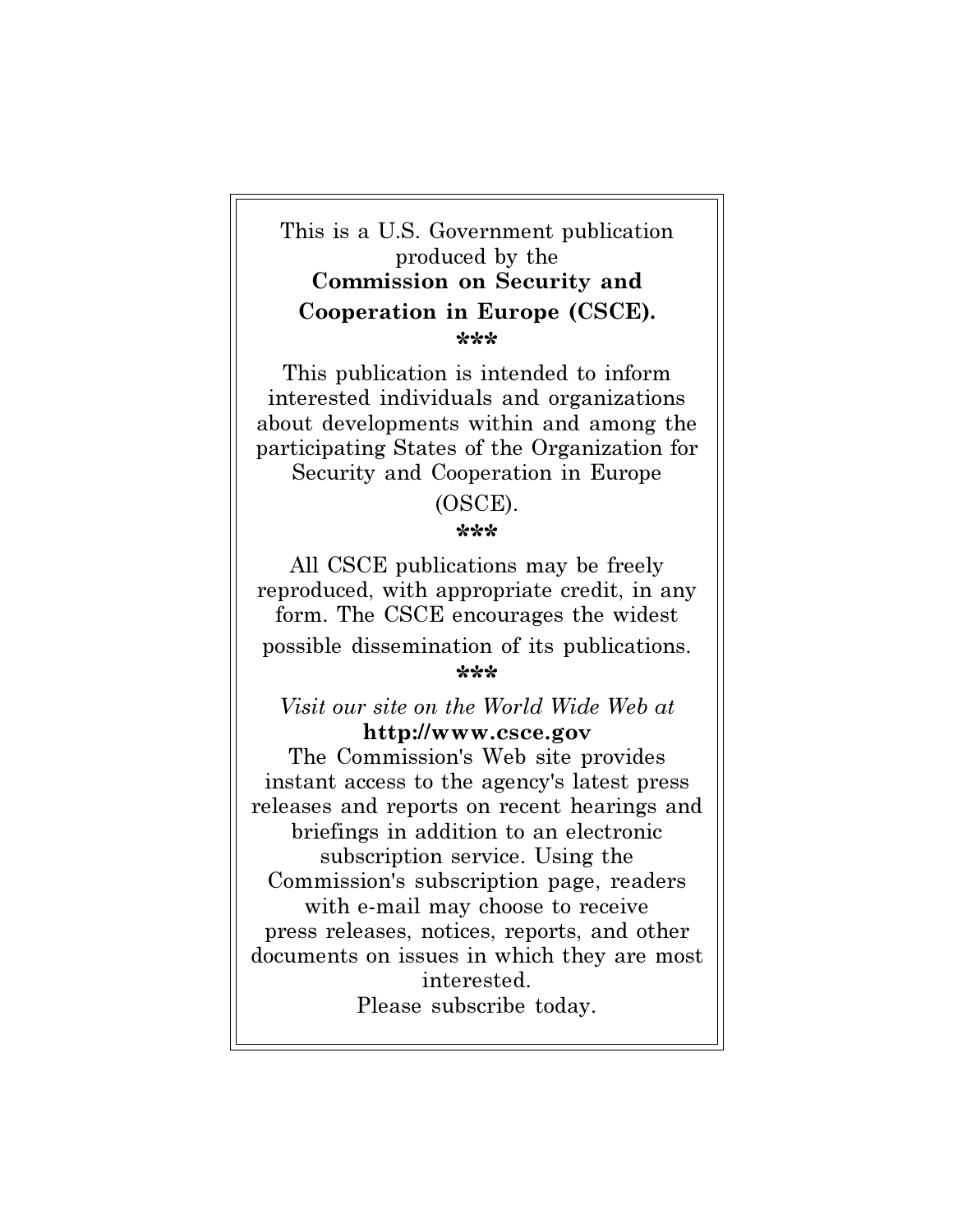This is a U.S. Government publication produced by the

**Commission on Security and Cooperation in Europe (CSCE).**

***

This publication is intended to inform interested individuals and organizations about developments within and among the participating States of the Organization for Security and Cooperation in Europe (OSCE).

***

All CSCE publications may be freely reproduced, with appropriate credit, in any form. The CSCE encourages the widest possible dissemination of its publications.

***

*Visit our site on the World Wide Web at*

**http://www.csce.gov**

The Commission's Web site provides instant access to the agency's latest press releases and reports on recent hearings and briefings in addition to an electronic subscription service. Using the Commission's subscription page, readers with e-mail may choose to receive press releases, notices, reports, and other documents on issues in which they are most interested.

Please subscribe today.